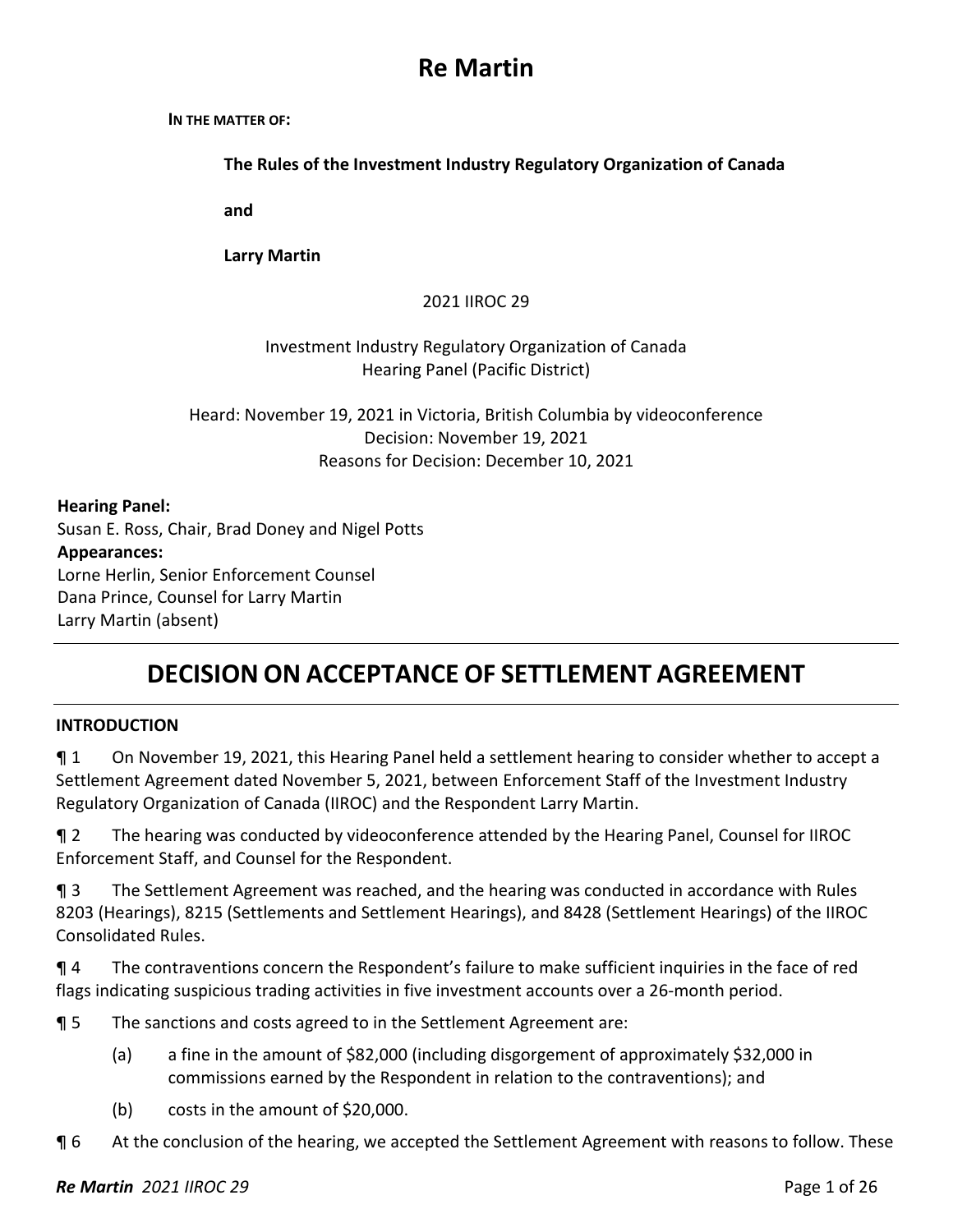# Re Martin

**In the matter of:**

**The Rules of the Investment Industry Regulatory Organization of Canada**

**and**

**Larry Martin**

2021 IIROC 29

Investment Industry Regulatory Organization of Canada
Hearing Panel (Pacific District)

Heard: November 19, 2021 in Victoria, British Columbia by videoconference
Decision: November 19, 2021
Reasons for Decision: December 10, 2021

**Hearing Panel:**
Susan E. Ross, Chair, Brad Doney and Nigel Potts
**Appearances:**
Lorne Herlin, Senior Enforcement Counsel
Dana Prince, Counsel for Larry Martin
Larry Martin (absent)

## DECISION ON ACCEPTANCE OF SETTLEMENT AGREEMENT

### INTRODUCTION

¶ 1 On November 19, 2021, this Hearing Panel held a settlement hearing to consider whether to accept a Settlement Agreement dated November 5, 2021, between Enforcement Staff of the Investment Industry Regulatory Organization of Canada (IIROC) and the Respondent Larry Martin.

¶ 2 The hearing was conducted by videoconference attended by the Hearing Panel, Counsel for IIROC Enforcement Staff, and Counsel for the Respondent.

¶ 3 The Settlement Agreement was reached, and the hearing was conducted in accordance with Rules 8203 (Hearings), 8215 (Settlements and Settlement Hearings), and 8428 (Settlement Hearings) of the IIROC Consolidated Rules.

¶ 4 The contraventions concern the Respondent's failure to make sufficient inquiries in the face of red flags indicating suspicious trading activities in five investment accounts over a 26-month period.

¶ 5 The sanctions and costs agreed to in the Settlement Agreement are:

(a) a fine in the amount of $82,000 (including disgorgement of approximately $32,000 in commissions earned by the Respondent in relation to the contraventions); and

(b) costs in the amount of $20,000.

¶ 6 At the conclusion of the hearing, we accepted the Settlement Agreement with reasons to follow. These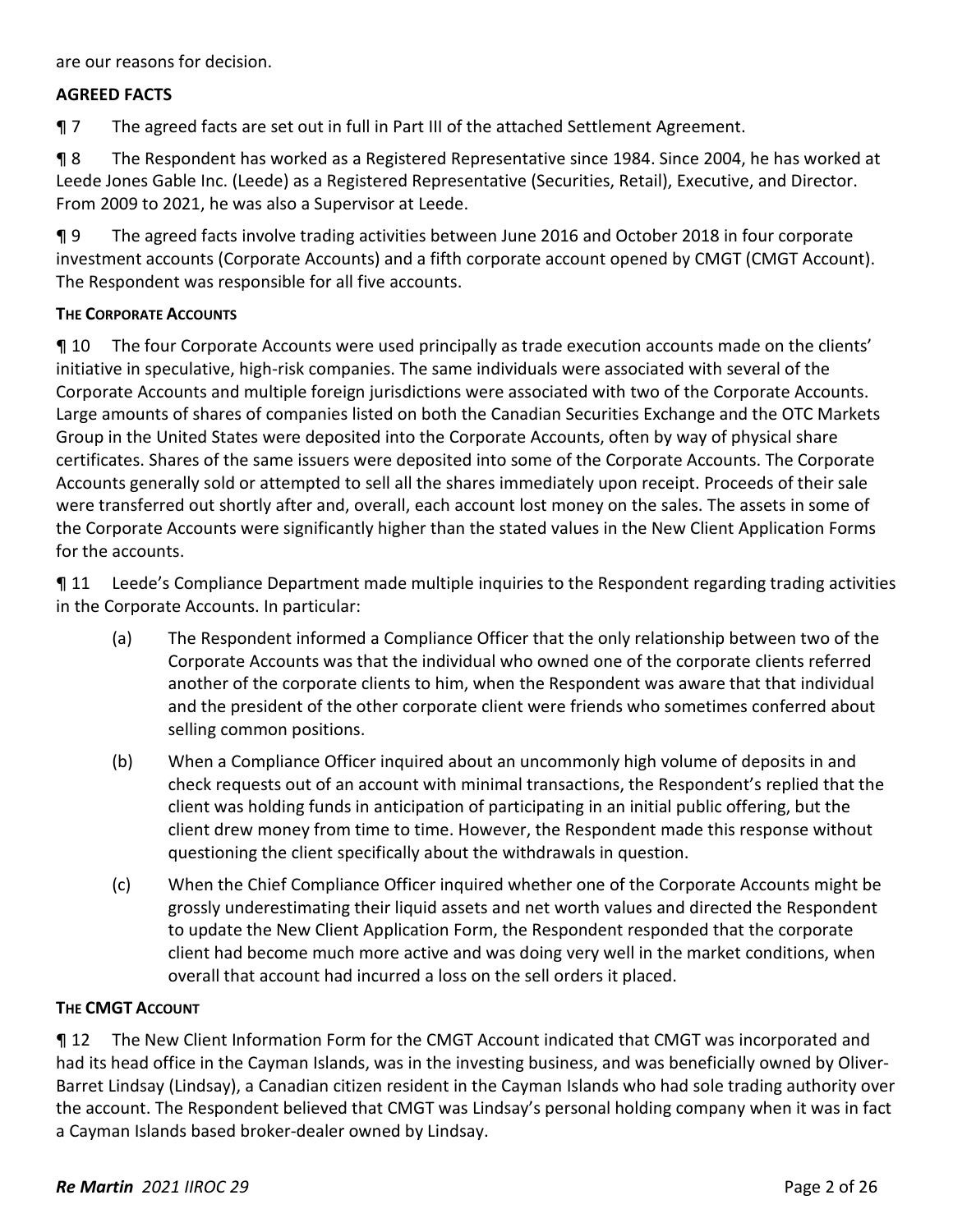are our reasons for decision.

## AGREED FACTS

¶ 7 The agreed facts are set out in full in Part III of the attached Settlement Agreement.

¶ 8 The Respondent has worked as a Registered Representative since 1984. Since 2004, he has worked at Leede Jones Gable Inc. (Leede) as a Registered Representative (Securities, Retail), Executive, and Director. From 2009 to 2021, he was also a Supervisor at Leede.

¶ 9 The agreed facts involve trading activities between June 2016 and October 2018 in four corporate investment accounts (Corporate Accounts) and a fifth corporate account opened by CMGT (CMGT Account). The Respondent was responsible for all five accounts.

### THE CORPORATE ACCOUNTS

¶ 10 The four Corporate Accounts were used principally as trade execution accounts made on the clients' initiative in speculative, high-risk companies. The same individuals were associated with several of the Corporate Accounts and multiple foreign jurisdictions were associated with two of the Corporate Accounts. Large amounts of shares of companies listed on both the Canadian Securities Exchange and the OTC Markets Group in the United States were deposited into the Corporate Accounts, often by way of physical share certificates. Shares of the same issuers were deposited into some of the Corporate Accounts. The Corporate Accounts generally sold or attempted to sell all the shares immediately upon receipt. Proceeds of their sale were transferred out shortly after and, overall, each account lost money on the sales. The assets in some of the Corporate Accounts were significantly higher than the stated values in the New Client Application Forms for the accounts.

¶ 11 Leede's Compliance Department made multiple inquiries to the Respondent regarding trading activities in the Corporate Accounts. In particular:

(a) The Respondent informed a Compliance Officer that the only relationship between two of the Corporate Accounts was that the individual who owned one of the corporate clients referred another of the corporate clients to him, when the Respondent was aware that that individual and the president of the other corporate client were friends who sometimes conferred about selling common positions.

(b) When a Compliance Officer inquired about an uncommonly high volume of deposits in and check requests out of an account with minimal transactions, the Respondent's replied that the client was holding funds in anticipation of participating in an initial public offering, but the client drew money from time to time. However, the Respondent made this response without questioning the client specifically about the withdrawals in question.

(c) When the Chief Compliance Officer inquired whether one of the Corporate Accounts might be grossly underestimating their liquid assets and net worth values and directed the Respondent to update the New Client Application Form, the Respondent responded that the corporate client had become much more active and was doing very well in the market conditions, when overall that account had incurred a loss on the sell orders it placed.

### THE CMGT ACCOUNT

¶ 12 The New Client Information Form for the CMGT Account indicated that CMGT was incorporated and had its head office in the Cayman Islands, was in the investing business, and was beneficially owned by Oliver-Barret Lindsay (Lindsay), a Canadian citizen resident in the Cayman Islands who had sole trading authority over the account. The Respondent believed that CMGT was Lindsay's personal holding company when it was in fact a Cayman Islands based broker-dealer owned by Lindsay.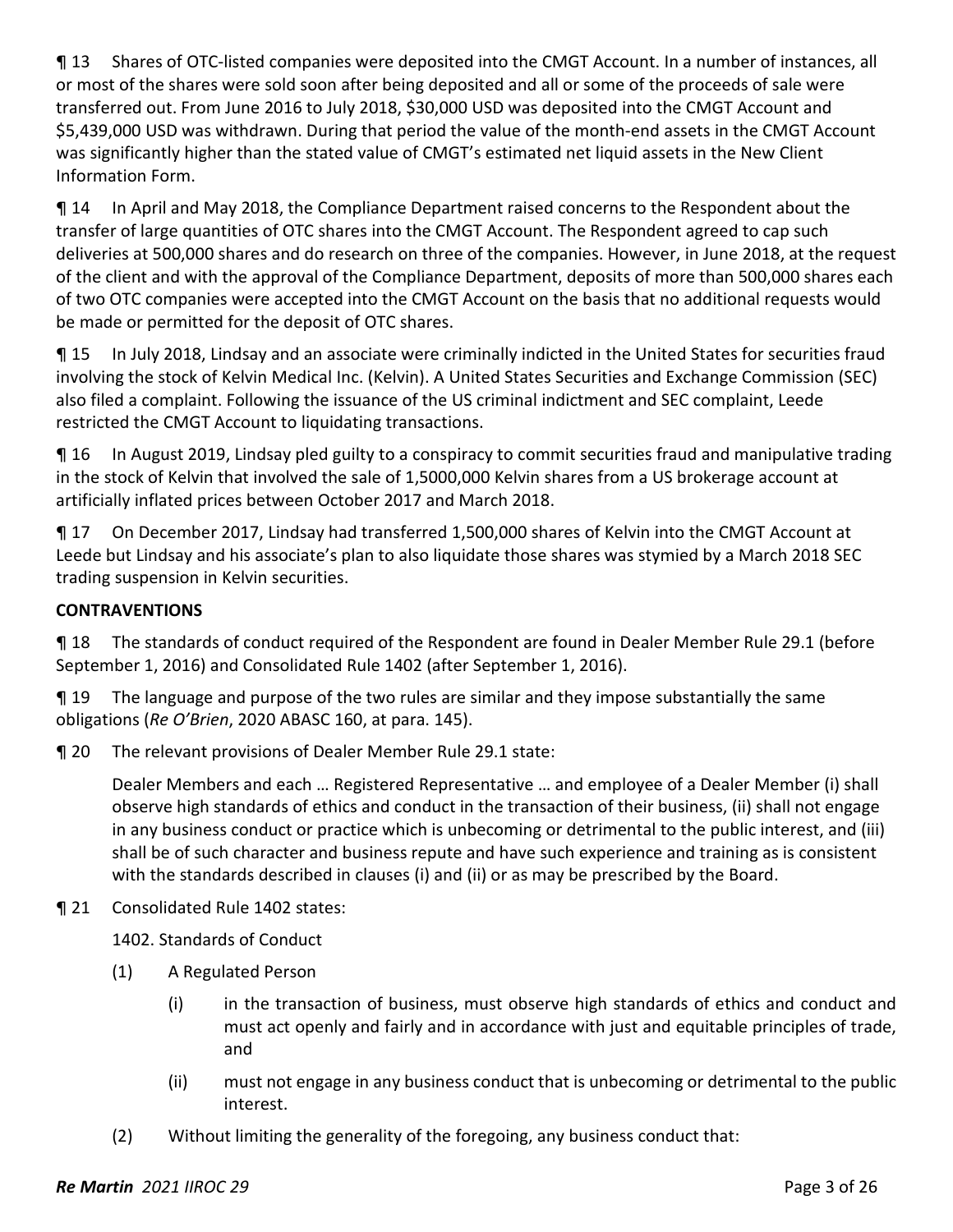¶ 13 Shares of OTC-listed companies were deposited into the CMGT Account. In a number of instances, all or most of the shares were sold soon after being deposited and all or some of the proceeds of sale were transferred out. From June 2016 to July 2018, $30,000 USD was deposited into the CMGT Account and $5,439,000 USD was withdrawn. During that period the value of the month-end assets in the CMGT Account was significantly higher than the stated value of CMGT's estimated net liquid assets in the New Client Information Form.

¶ 14 In April and May 2018, the Compliance Department raised concerns to the Respondent about the transfer of large quantities of OTC shares into the CMGT Account. The Respondent agreed to cap such deliveries at 500,000 shares and do research on three of the companies. However, in June 2018, at the request of the client and with the approval of the Compliance Department, deposits of more than 500,000 shares each of two OTC companies were accepted into the CMGT Account on the basis that no additional requests would be made or permitted for the deposit of OTC shares.

¶ 15 In July 2018, Lindsay and an associate were criminally indicted in the United States for securities fraud involving the stock of Kelvin Medical Inc. (Kelvin). A United States Securities and Exchange Commission (SEC) also filed a complaint. Following the issuance of the US criminal indictment and SEC complaint, Leede restricted the CMGT Account to liquidating transactions.

¶ 16 In August 2019, Lindsay pled guilty to a conspiracy to commit securities fraud and manipulative trading in the stock of Kelvin that involved the sale of 1,5000,000 Kelvin shares from a US brokerage account at artificially inflated prices between October 2017 and March 2018.

¶ 17 On December 2017, Lindsay had transferred 1,500,000 shares of Kelvin into the CMGT Account at Leede but Lindsay and his associate's plan to also liquidate those shares was stymied by a March 2018 SEC trading suspension in Kelvin securities.

**CONTRAVENTIONS**

¶ 18 The standards of conduct required of the Respondent are found in Dealer Member Rule 29.1 (before September 1, 2016) and Consolidated Rule 1402 (after September 1, 2016).

¶ 19 The language and purpose of the two rules are similar and they impose substantially the same obligations (*Re O'Brien*, 2020 ABASC 160, at para. 145).

¶ 20 The relevant provisions of Dealer Member Rule 29.1 state:

> Dealer Members and each … Registered Representative … and employee of a Dealer Member (i) shall observe high standards of ethics and conduct in the transaction of their business, (ii) shall not engage in any business conduct or practice which is unbecoming or detrimental to the public interest, and (iii) shall be of such character and business repute and have such experience and training as is consistent with the standards described in clauses (i) and (ii) or as may be prescribed by the Board.

¶ 21 Consolidated Rule 1402 states:

> 1402. Standards of Conduct
>
> (1) A Regulated Person
>
> (i) in the transaction of business, must observe high standards of ethics and conduct and must act openly and fairly and in accordance with just and equitable principles of trade, and
>
> (ii) must not engage in any business conduct that is unbecoming or detrimental to the public interest.
>
> (2) Without limiting the generality of the foregoing, any business conduct that: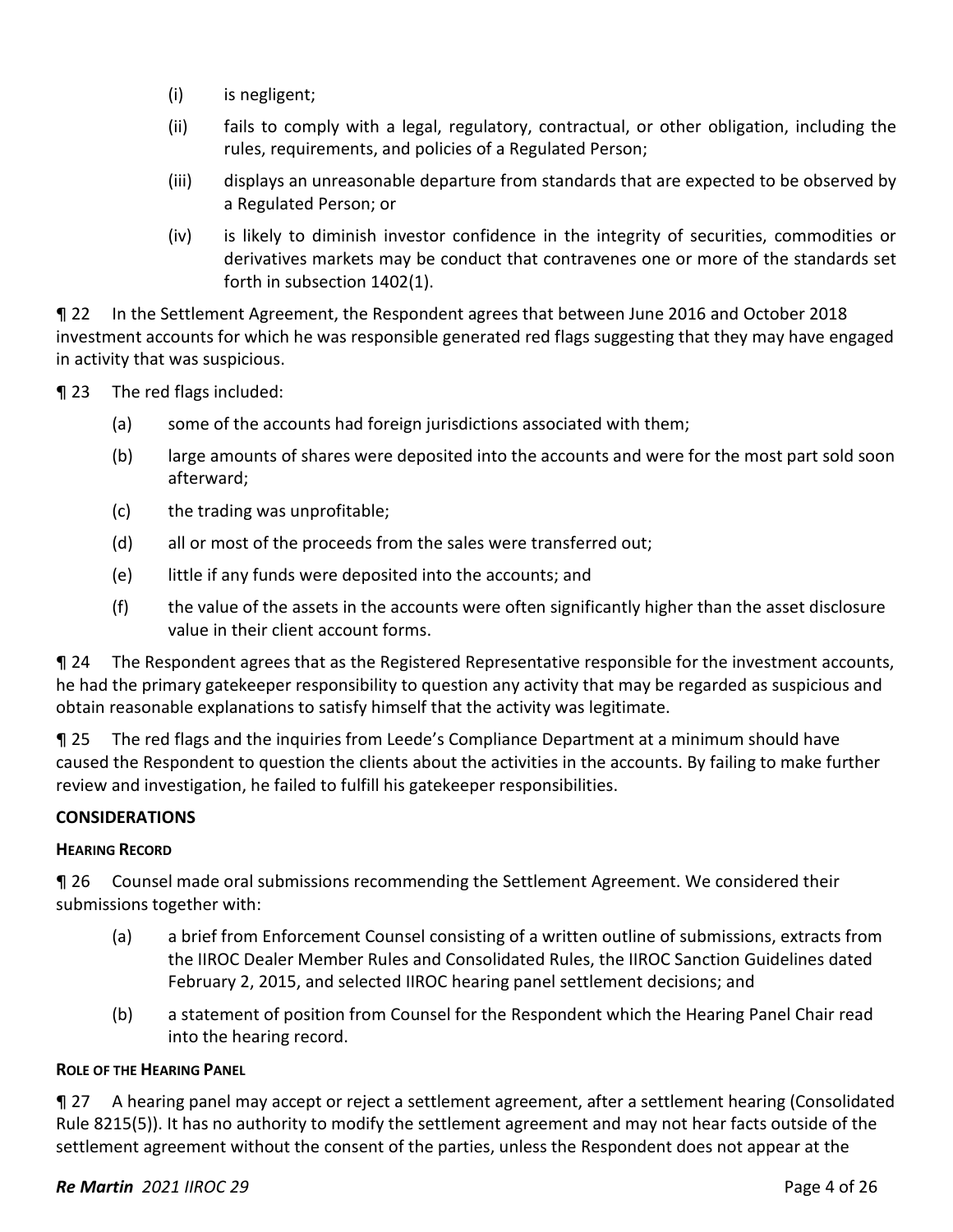(i) is negligent;

(ii) fails to comply with a legal, regulatory, contractual, or other obligation, including the rules, requirements, and policies of a Regulated Person;

(iii) displays an unreasonable departure from standards that are expected to be observed by a Regulated Person; or

(iv) is likely to diminish investor confidence in the integrity of securities, commodities or derivatives markets may be conduct that contravenes one or more of the standards set forth in subsection 1402(1).

¶ 22 In the Settlement Agreement, the Respondent agrees that between June 2016 and October 2018 investment accounts for which he was responsible generated red flags suggesting that they may have engaged in activity that was suspicious.

¶ 23 The red flags included:

(a) some of the accounts had foreign jurisdictions associated with them;

(b) large amounts of shares were deposited into the accounts and were for the most part sold soon afterward;

(c) the trading was unprofitable;

(d) all or most of the proceeds from the sales were transferred out;

(e) little if any funds were deposited into the accounts; and

(f) the value of the assets in the accounts were often significantly higher than the asset disclosure value in their client account forms.

¶ 24 The Respondent agrees that as the Registered Representative responsible for the investment accounts, he had the primary gatekeeper responsibility to question any activity that may be regarded as suspicious and obtain reasonable explanations to satisfy himself that the activity was legitimate.

¶ 25 The red flags and the inquiries from Leede's Compliance Department at a minimum should have caused the Respondent to question the clients about the activities in the accounts. By failing to make further review and investigation, he failed to fulfill his gatekeeper responsibilities.

## CONSIDERATIONS

### HEARING RECORD

¶ 26 Counsel made oral submissions recommending the Settlement Agreement. We considered their submissions together with:

(a) a brief from Enforcement Counsel consisting of a written outline of submissions, extracts from the IIROC Dealer Member Rules and Consolidated Rules, the IIROC Sanction Guidelines dated February 2, 2015, and selected IIROC hearing panel settlement decisions; and

(b) a statement of position from Counsel for the Respondent which the Hearing Panel Chair read into the hearing record.

### ROLE OF THE HEARING PANEL

¶ 27 A hearing panel may accept or reject a settlement agreement, after a settlement hearing (Consolidated Rule 8215(5)). It has no authority to modify the settlement agreement and may not hear facts outside of the settlement agreement without the consent of the parties, unless the Respondent does not appear at the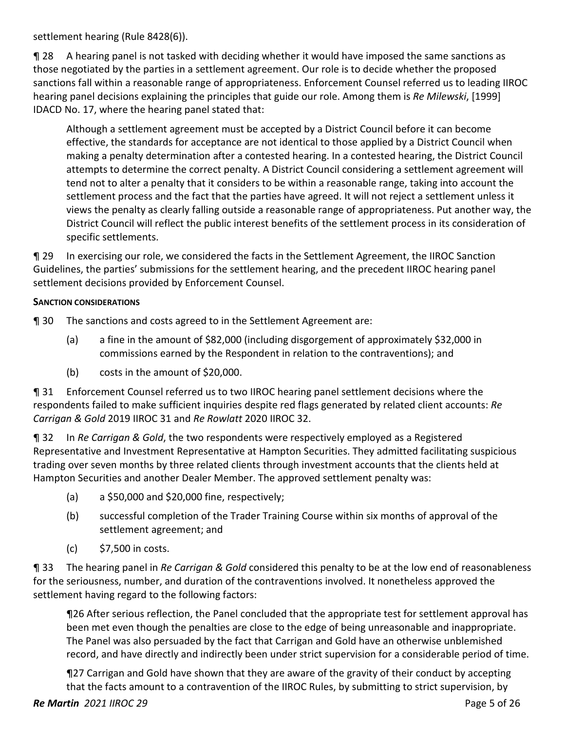settlement hearing (Rule 8428(6)).

¶ 28 A hearing panel is not tasked with deciding whether it would have imposed the same sanctions as those negotiated by the parties in a settlement agreement. Our role is to decide whether the proposed sanctions fall within a reasonable range of appropriateness. Enforcement Counsel referred us to leading IIROC hearing panel decisions explaining the principles that guide our role. Among them is *Re Milewski*, [1999] IDACD No. 17, where the hearing panel stated that:

> Although a settlement agreement must be accepted by a District Council before it can become effective, the standards for acceptance are not identical to those applied by a District Council when making a penalty determination after a contested hearing. In a contested hearing, the District Council attempts to determine the correct penalty. A District Council considering a settlement agreement will tend not to alter a penalty that it considers to be within a reasonable range, taking into account the settlement process and the fact that the parties have agreed. It will not reject a settlement unless it views the penalty as clearly falling outside a reasonable range of appropriateness. Put another way, the District Council will reflect the public interest benefits of the settlement process in its consideration of specific settlements.

¶ 29 In exercising our role, we considered the facts in the Settlement Agreement, the IIROC Sanction Guidelines, the parties' submissions for the settlement hearing, and the precedent IIROC hearing panel settlement decisions provided by Enforcement Counsel.

**SANCTION CONSIDERATIONS**

¶ 30 The sanctions and costs agreed to in the Settlement Agreement are:

(a) a fine in the amount of $82,000 (including disgorgement of approximately $32,000 in commissions earned by the Respondent in relation to the contraventions); and

(b) costs in the amount of $20,000.

¶ 31 Enforcement Counsel referred us to two IIROC hearing panel settlement decisions where the respondents failed to make sufficient inquiries despite red flags generated by related client accounts: *Re Carrigan & Gold* 2019 IIROC 31 and *Re Rowlatt* 2020 IIROC 32.

¶ 32 In *Re Carrigan & Gold*, the two respondents were respectively employed as a Registered Representative and Investment Representative at Hampton Securities. They admitted facilitating suspicious trading over seven months by three related clients through investment accounts that the clients held at Hampton Securities and another Dealer Member. The approved settlement penalty was:

(a) a $50,000 and $20,000 fine, respectively;

(b) successful completion of the Trader Training Course within six months of approval of the settlement agreement; and

(c) $7,500 in costs.

¶ 33 The hearing panel in *Re Carrigan & Gold* considered this penalty to be at the low end of reasonableness for the seriousness, number, and duration of the contraventions involved. It nonetheless approved the settlement having regard to the following factors:

> ¶26 After serious reflection, the Panel concluded that the appropriate test for settlement approval has been met even though the penalties are close to the edge of being unreasonable and inappropriate. The Panel was also persuaded by the fact that Carrigan and Gold have an otherwise unblemished record, and have directly and indirectly been under strict supervision for a considerable period of time.
>
> ¶27 Carrigan and Gold have shown that they are aware of the gravity of their conduct by accepting that the facts amount to a contravention of the IIROC Rules, by submitting to strict supervision, by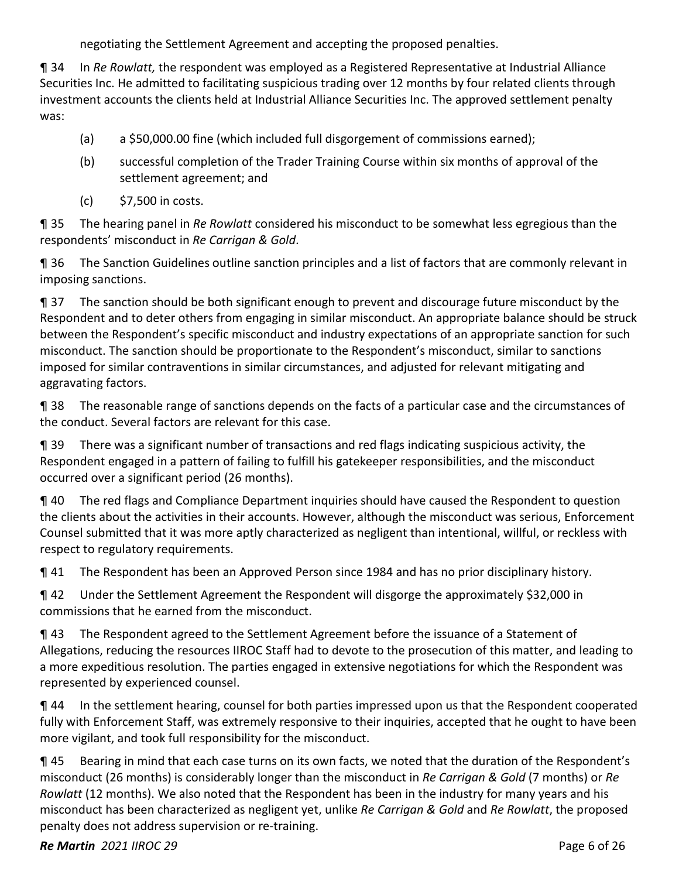negotiating the Settlement Agreement and accepting the proposed penalties.

¶ 34 In *Re Rowlatt,* the respondent was employed as a Registered Representative at Industrial Alliance Securities Inc. He admitted to facilitating suspicious trading over 12 months by four related clients through investment accounts the clients held at Industrial Alliance Securities Inc. The approved settlement penalty was:

(a) a $50,000.00 fine (which included full disgorgement of commissions earned);

(b) successful completion of the Trader Training Course within six months of approval of the settlement agreement; and

(c) $7,500 in costs.

¶ 35 The hearing panel in *Re Rowlatt* considered his misconduct to be somewhat less egregious than the respondents' misconduct in *Re Carrigan & Gold*.

¶ 36 The Sanction Guidelines outline sanction principles and a list of factors that are commonly relevant in imposing sanctions.

¶ 37 The sanction should be both significant enough to prevent and discourage future misconduct by the Respondent and to deter others from engaging in similar misconduct. An appropriate balance should be struck between the Respondent's specific misconduct and industry expectations of an appropriate sanction for such misconduct. The sanction should be proportionate to the Respondent's misconduct, similar to sanctions imposed for similar contraventions in similar circumstances, and adjusted for relevant mitigating and aggravating factors.

¶ 38 The reasonable range of sanctions depends on the facts of a particular case and the circumstances of the conduct. Several factors are relevant for this case.

¶ 39 There was a significant number of transactions and red flags indicating suspicious activity, the Respondent engaged in a pattern of failing to fulfill his gatekeeper responsibilities, and the misconduct occurred over a significant period (26 months).

¶ 40 The red flags and Compliance Department inquiries should have caused the Respondent to question the clients about the activities in their accounts. However, although the misconduct was serious, Enforcement Counsel submitted that it was more aptly characterized as negligent than intentional, willful, or reckless with respect to regulatory requirements.

¶ 41 The Respondent has been an Approved Person since 1984 and has no prior disciplinary history.

¶ 42 Under the Settlement Agreement the Respondent will disgorge the approximately $32,000 in commissions that he earned from the misconduct.

¶ 43 The Respondent agreed to the Settlement Agreement before the issuance of a Statement of Allegations, reducing the resources IIROC Staff had to devote to the prosecution of this matter, and leading to a more expeditious resolution. The parties engaged in extensive negotiations for which the Respondent was represented by experienced counsel.

¶ 44 In the settlement hearing, counsel for both parties impressed upon us that the Respondent cooperated fully with Enforcement Staff, was extremely responsive to their inquiries, accepted that he ought to have been more vigilant, and took full responsibility for the misconduct.

¶ 45 Bearing in mind that each case turns on its own facts, we noted that the duration of the Respondent's misconduct (26 months) is considerably longer than the misconduct in *Re Carrigan & Gold* (7 months) or *Re Rowlatt* (12 months). We also noted that the Respondent has been in the industry for many years and his misconduct has been characterized as negligent yet, unlike *Re Carrigan & Gold* and *Re Rowlatt*, the proposed penalty does not address supervision or re-training.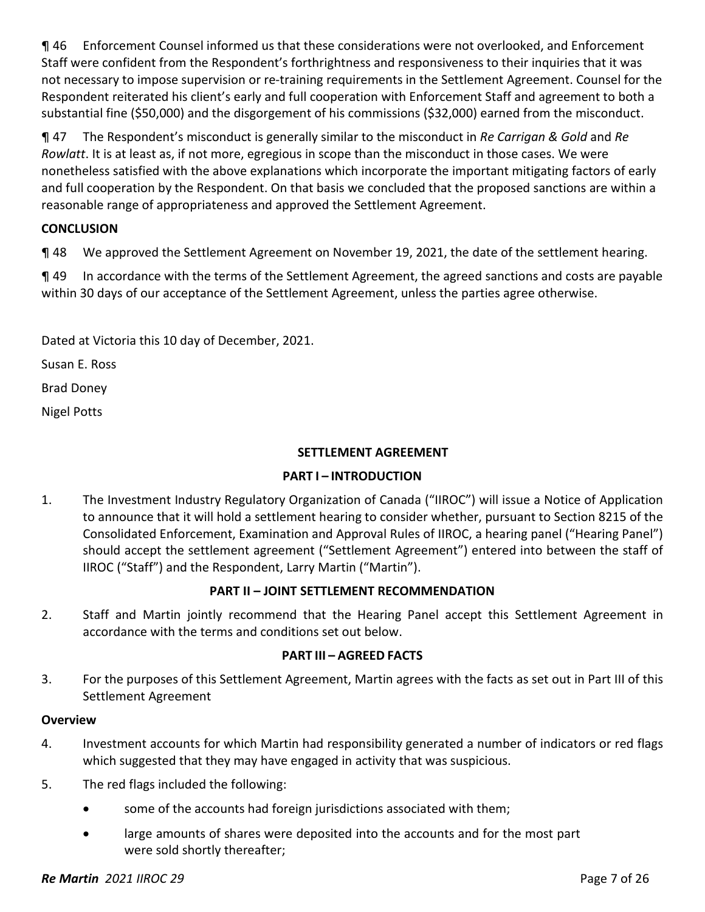¶ 46 Enforcement Counsel informed us that these considerations were not overlooked, and Enforcement Staff were confident from the Respondent's forthrightness and responsiveness to their inquiries that it was not necessary to impose supervision or re-training requirements in the Settlement Agreement. Counsel for the Respondent reiterated his client's early and full cooperation with Enforcement Staff and agreement to both a substantial fine ($50,000) and the disgorgement of his commissions ($32,000) earned from the misconduct.

¶ 47 The Respondent's misconduct is generally similar to the misconduct in *Re Carrigan & Gold* and *Re Rowlatt*. It is at least as, if not more, egregious in scope than the misconduct in those cases. We were nonetheless satisfied with the above explanations which incorporate the important mitigating factors of early and full cooperation by the Respondent. On that basis we concluded that the proposed sanctions are within a reasonable range of appropriateness and approved the Settlement Agreement.

**CONCLUSION**

¶ 48 We approved the Settlement Agreement on November 19, 2021, the date of the settlement hearing.

¶ 49 In accordance with the terms of the Settlement Agreement, the agreed sanctions and costs are payable within 30 days of our acceptance of the Settlement Agreement, unless the parties agree otherwise.

Dated at Victoria this 10 day of December, 2021.

Susan E. Ross

Brad Doney

Nigel Potts

## SETTLEMENT AGREEMENT

### PART I – INTRODUCTION

1. The Investment Industry Regulatory Organization of Canada ("IIROC") will issue a Notice of Application to announce that it will hold a settlement hearing to consider whether, pursuant to Section 8215 of the Consolidated Enforcement, Examination and Approval Rules of IIROC, a hearing panel ("Hearing Panel") should accept the settlement agreement ("Settlement Agreement") entered into between the staff of IIROC ("Staff") and the Respondent, Larry Martin ("Martin").

### PART II – JOINT SETTLEMENT RECOMMENDATION

2. Staff and Martin jointly recommend that the Hearing Panel accept this Settlement Agreement in accordance with the terms and conditions set out below.

### PART III – AGREED FACTS

3. For the purposes of this Settlement Agreement, Martin agrees with the facts as set out in Part III of this Settlement Agreement

**Overview**

4. Investment accounts for which Martin had responsibility generated a number of indicators or red flags which suggested that they may have engaged in activity that was suspicious.

5. The red flags included the following:

   - some of the accounts had foreign jurisdictions associated with them;
   - large amounts of shares were deposited into the accounts and for the most part were sold shortly thereafter;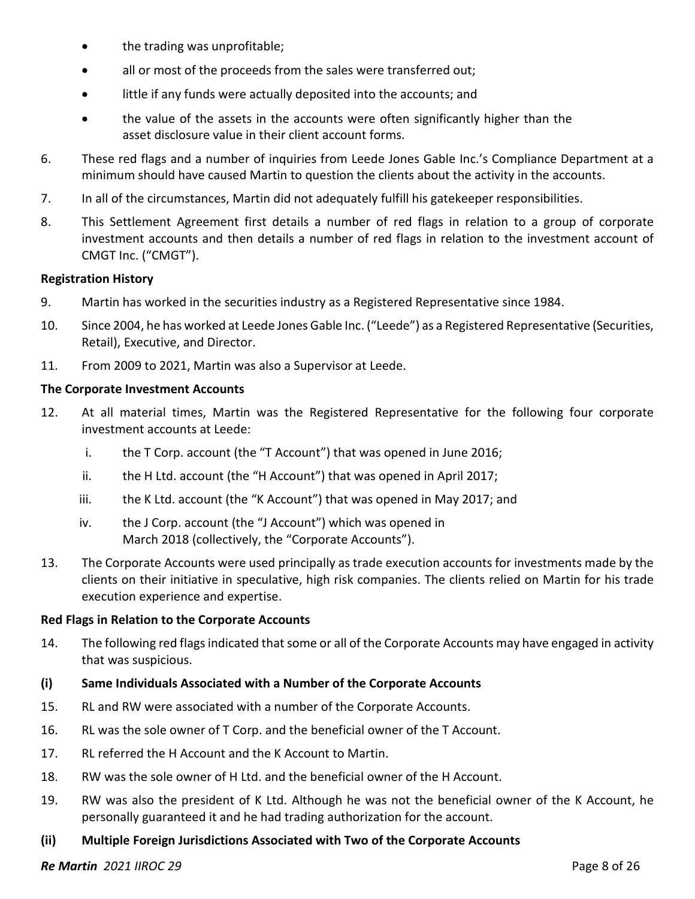- the trading was unprofitable;
- all or most of the proceeds from the sales were transferred out;
- little if any funds were actually deposited into the accounts; and
- the value of the assets in the accounts were often significantly higher than the asset disclosure value in their client account forms.

6. These red flags and a number of inquiries from Leede Jones Gable Inc.'s Compliance Department at a minimum should have caused Martin to question the clients about the activity in the accounts.
7. In all of the circumstances, Martin did not adequately fulfill his gatekeeper responsibilities.
8. This Settlement Agreement first details a number of red flags in relation to a group of corporate investment accounts and then details a number of red flags in relation to the investment account of CMGT Inc. ("CMGT").

**Registration History**

9. Martin has worked in the securities industry as a Registered Representative since 1984.
10. Since 2004, he has worked at Leede Jones Gable Inc. ("Leede") as a Registered Representative (Securities, Retail), Executive, and Director.
11. From 2009 to 2021, Martin was also a Supervisor at Leede.

**The Corporate Investment Accounts**

12. At all material times, Martin was the Registered Representative for the following four corporate investment accounts at Leede:
    i. the T Corp. account (the "T Account") that was opened in June 2016;
    ii. the H Ltd. account (the "H Account") that was opened in April 2017;
    iii. the K Ltd. account (the "K Account") that was opened in May 2017; and
    iv. the J Corp. account (the "J Account") which was opened in March 2018 (collectively, the "Corporate Accounts").
13. The Corporate Accounts were used principally as trade execution accounts for investments made by the clients on their initiative in speculative, high risk companies. The clients relied on Martin for his trade execution experience and expertise.

**Red Flags in Relation to the Corporate Accounts**

14. The following red flags indicated that some or all of the Corporate Accounts may have engaged in activity that was suspicious.

**(i) Same Individuals Associated with a Number of the Corporate Accounts**

15. RL and RW were associated with a number of the Corporate Accounts.
16. RL was the sole owner of T Corp. and the beneficial owner of the T Account.
17. RL referred the H Account and the K Account to Martin.
18. RW was the sole owner of H Ltd. and the beneficial owner of the H Account.
19. RW was also the president of K Ltd. Although he was not the beneficial owner of the K Account, he personally guaranteed it and he had trading authorization for the account.

**(ii) Multiple Foreign Jurisdictions Associated with Two of the Corporate Accounts**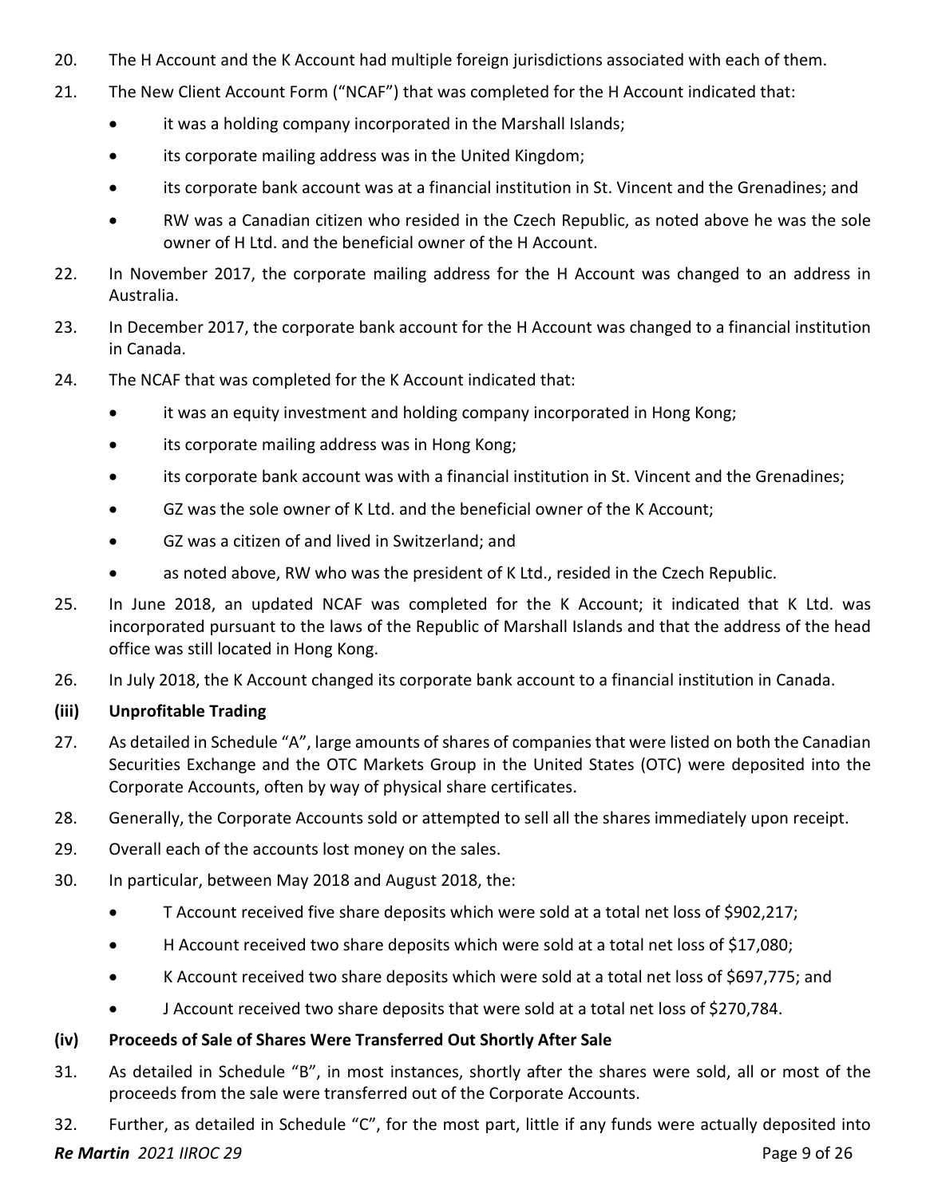20. The H Account and the K Account had multiple foreign jurisdictions associated with each of them.

21. The New Client Account Form ("NCAF") that was completed for the H Account indicated that:

    - it was a holding company incorporated in the Marshall Islands;
    - its corporate mailing address was in the United Kingdom;
    - its corporate bank account was at a financial institution in St. Vincent and the Grenadines; and
    - RW was a Canadian citizen who resided in the Czech Republic, as noted above he was the sole owner of H Ltd. and the beneficial owner of the H Account.

22. In November 2017, the corporate mailing address for the H Account was changed to an address in Australia.

23. In December 2017, the corporate bank account for the H Account was changed to a financial institution in Canada.

24. The NCAF that was completed for the K Account indicated that:

    - it was an equity investment and holding company incorporated in Hong Kong;
    - its corporate mailing address was in Hong Kong;
    - its corporate bank account was with a financial institution in St. Vincent and the Grenadines;
    - GZ was the sole owner of K Ltd. and the beneficial owner of the K Account;
    - GZ was a citizen of and lived in Switzerland; and
    - as noted above, RW who was the president of K Ltd., resided in the Czech Republic.

25. In June 2018, an updated NCAF was completed for the K Account; it indicated that K Ltd. was incorporated pursuant to the laws of the Republic of Marshall Islands and that the address of the head office was still located in Hong Kong.

26. In July 2018, the K Account changed its corporate bank account to a financial institution in Canada.

### (iii) Unprofitable Trading

27. As detailed in Schedule "A", large amounts of shares of companies that were listed on both the Canadian Securities Exchange and the OTC Markets Group in the United States (OTC) were deposited into the Corporate Accounts, often by way of physical share certificates.

28. Generally, the Corporate Accounts sold or attempted to sell all the shares immediately upon receipt.

29. Overall each of the accounts lost money on the sales.

30. In particular, between May 2018 and August 2018, the:

    - T Account received five share deposits which were sold at a total net loss of $902,217;
    - H Account received two share deposits which were sold at a total net loss of $17,080;
    - K Account received two share deposits which were sold at a total net loss of $697,775; and
    - J Account received two share deposits that were sold at a total net loss of $270,784.

### (iv) Proceeds of Sale of Shares Were Transferred Out Shortly After Sale

31. As detailed in Schedule "B", in most instances, shortly after the shares were sold, all or most of the proceeds from the sale were transferred out of the Corporate Accounts.

32. Further, as detailed in Schedule "C", for the most part, little if any funds were actually deposited into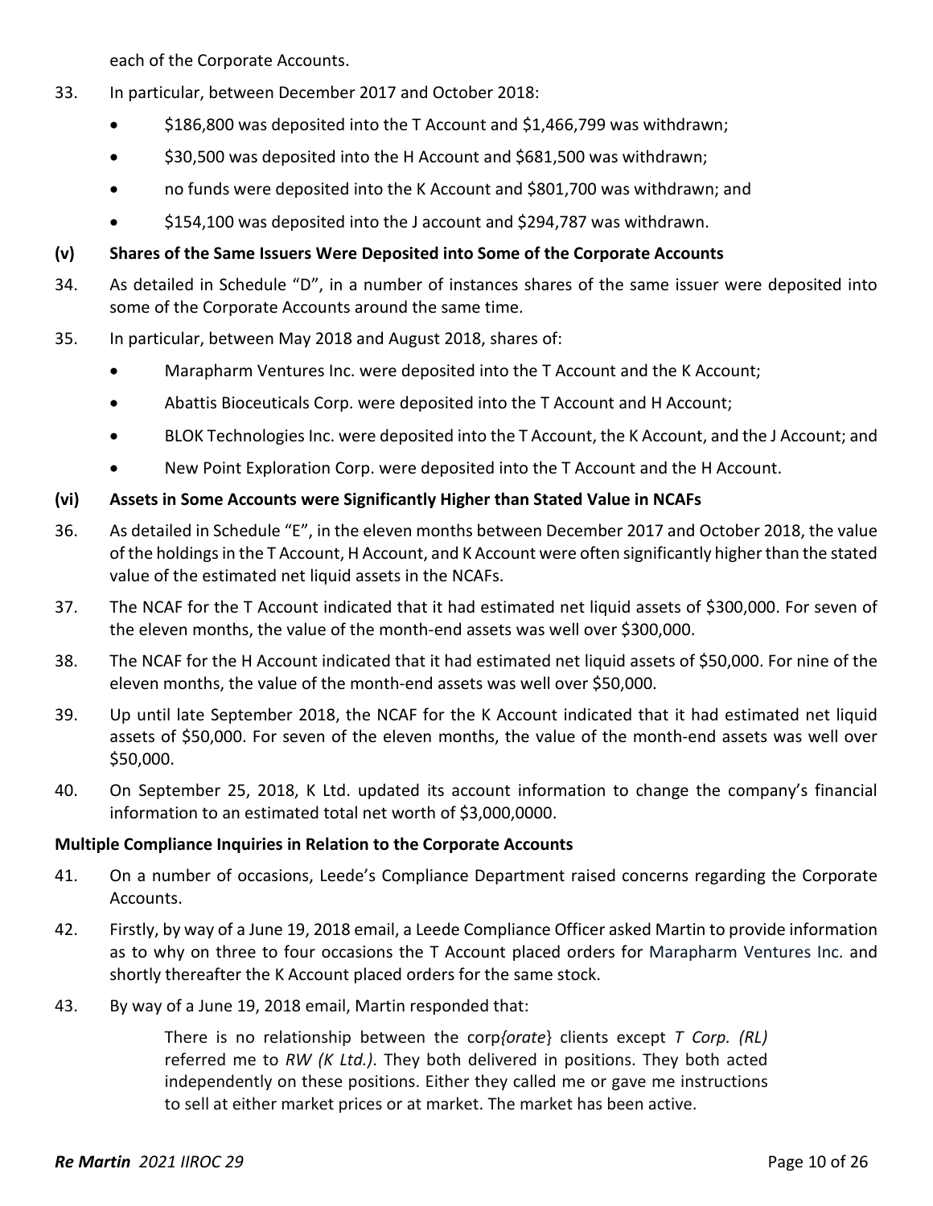each of the Corporate Accounts.

33. In particular, between December 2017 and October 2018:

- $186,800 was deposited into the T Account and $1,466,799 was withdrawn;
- $30,500 was deposited into the H Account and $681,500 was withdrawn;
- no funds were deposited into the K Account and $801,700 was withdrawn; and
- $154,100 was deposited into the J account and $294,787 was withdrawn.

### (v) Shares of the Same Issuers Were Deposited into Some of the Corporate Accounts

34. As detailed in Schedule "D", in a number of instances shares of the same issuer were deposited into some of the Corporate Accounts around the same time.

35. In particular, between May 2018 and August 2018, shares of:

- Marapharm Ventures Inc. were deposited into the T Account and the K Account;
- Abattis Bioceuticals Corp. were deposited into the T Account and H Account;
- BLOK Technologies Inc. were deposited into the T Account, the K Account, and the J Account; and
- New Point Exploration Corp. were deposited into the T Account and the H Account.

### (vi) Assets in Some Accounts were Significantly Higher than Stated Value in NCAFs

36. As detailed in Schedule "E", in the eleven months between December 2017 and October 2018, the value of the holdings in the T Account, H Account, and K Account were often significantly higher than the stated value of the estimated net liquid assets in the NCAFs.

37. The NCAF for the T Account indicated that it had estimated net liquid assets of $300,000. For seven of the eleven months, the value of the month-end assets was well over $300,000.

38. The NCAF for the H Account indicated that it had estimated net liquid assets of $50,000. For nine of the eleven months, the value of the month-end assets was well over $50,000.

39. Up until late September 2018, the NCAF for the K Account indicated that it had estimated net liquid assets of $50,000. For seven of the eleven months, the value of the month-end assets was well over $50,000.

40. On September 25, 2018, K Ltd. updated its account information to change the company's financial information to an estimated total net worth of $3,000,0000.

### Multiple Compliance Inquiries in Relation to the Corporate Accounts

41. On a number of occasions, Leede's Compliance Department raised concerns regarding the Corporate Accounts.

42. Firstly, by way of a June 19, 2018 email, a Leede Compliance Officer asked Martin to provide information as to why on three to four occasions the T Account placed orders for Marapharm Ventures Inc. and shortly thereafter the K Account placed orders for the same stock.

43. By way of a June 19, 2018 email, Martin responded that:

> There is no relationship between the corp{*orate*} clients except *T Corp. (RL)* referred me to *RW (K Ltd.)*. They both delivered in positions. They both acted independently on these positions. Either they called me or gave me instructions to sell at either market prices or at market. The market has been active.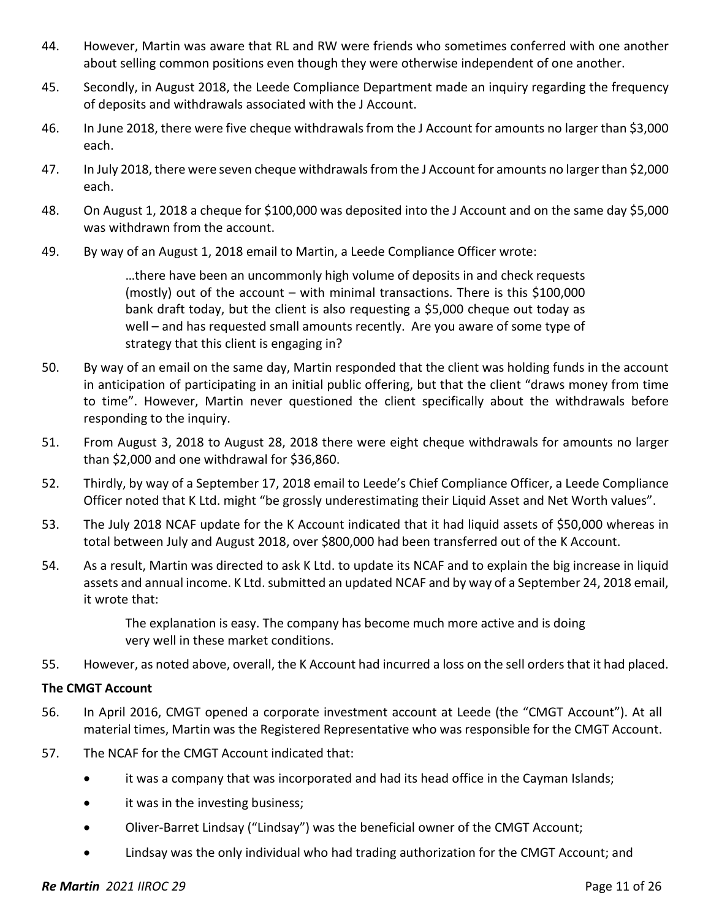44. However, Martin was aware that RL and RW were friends who sometimes conferred with one another about selling common positions even though they were otherwise independent of one another.

45. Secondly, in August 2018, the Leede Compliance Department made an inquiry regarding the frequency of deposits and withdrawals associated with the J Account.

46. In June 2018, there were five cheque withdrawals from the J Account for amounts no larger than $3,000 each.

47. In July 2018, there were seven cheque withdrawals from the J Account for amounts no larger than $2,000 each.

48. On August 1, 2018 a cheque for $100,000 was deposited into the J Account and on the same day $5,000 was withdrawn from the account.

49. By way of an August 1, 2018 email to Martin, a Leede Compliance Officer wrote:

> …there have been an uncommonly high volume of deposits in and check requests (mostly) out of the account – with minimal transactions. There is this $100,000 bank draft today, but the client is also requesting a $5,000 cheque out today as well – and has requested small amounts recently. Are you aware of some type of strategy that this client is engaging in?

50. By way of an email on the same day, Martin responded that the client was holding funds in the account in anticipation of participating in an initial public offering, but that the client "draws money from time to time". However, Martin never questioned the client specifically about the withdrawals before responding to the inquiry.

51. From August 3, 2018 to August 28, 2018 there were eight cheque withdrawals for amounts no larger than $2,000 and one withdrawal for $36,860.

52. Thirdly, by way of a September 17, 2018 email to Leede's Chief Compliance Officer, a Leede Compliance Officer noted that K Ltd. might "be grossly underestimating their Liquid Asset and Net Worth values".

53. The July 2018 NCAF update for the K Account indicated that it had liquid assets of $50,000 whereas in total between July and August 2018, over $800,000 had been transferred out of the K Account.

54. As a result, Martin was directed to ask K Ltd. to update its NCAF and to explain the big increase in liquid assets and annual income. K Ltd. submitted an updated NCAF and by way of a September 24, 2018 email, it wrote that:

> The explanation is easy. The company has become much more active and is doing very well in these market conditions.

55. However, as noted above, overall, the K Account had incurred a loss on the sell orders that it had placed.

**The CMGT Account**

56. In April 2016, CMGT opened a corporate investment account at Leede (the "CMGT Account"). At all material times, Martin was the Registered Representative who was responsible for the CMGT Account.

57. The NCAF for the CMGT Account indicated that:

    - it was a company that was incorporated and had its head office in the Cayman Islands;
    - it was in the investing business;
    - Oliver-Barret Lindsay ("Lindsay") was the beneficial owner of the CMGT Account;
    - Lindsay was the only individual who had trading authorization for the CMGT Account; and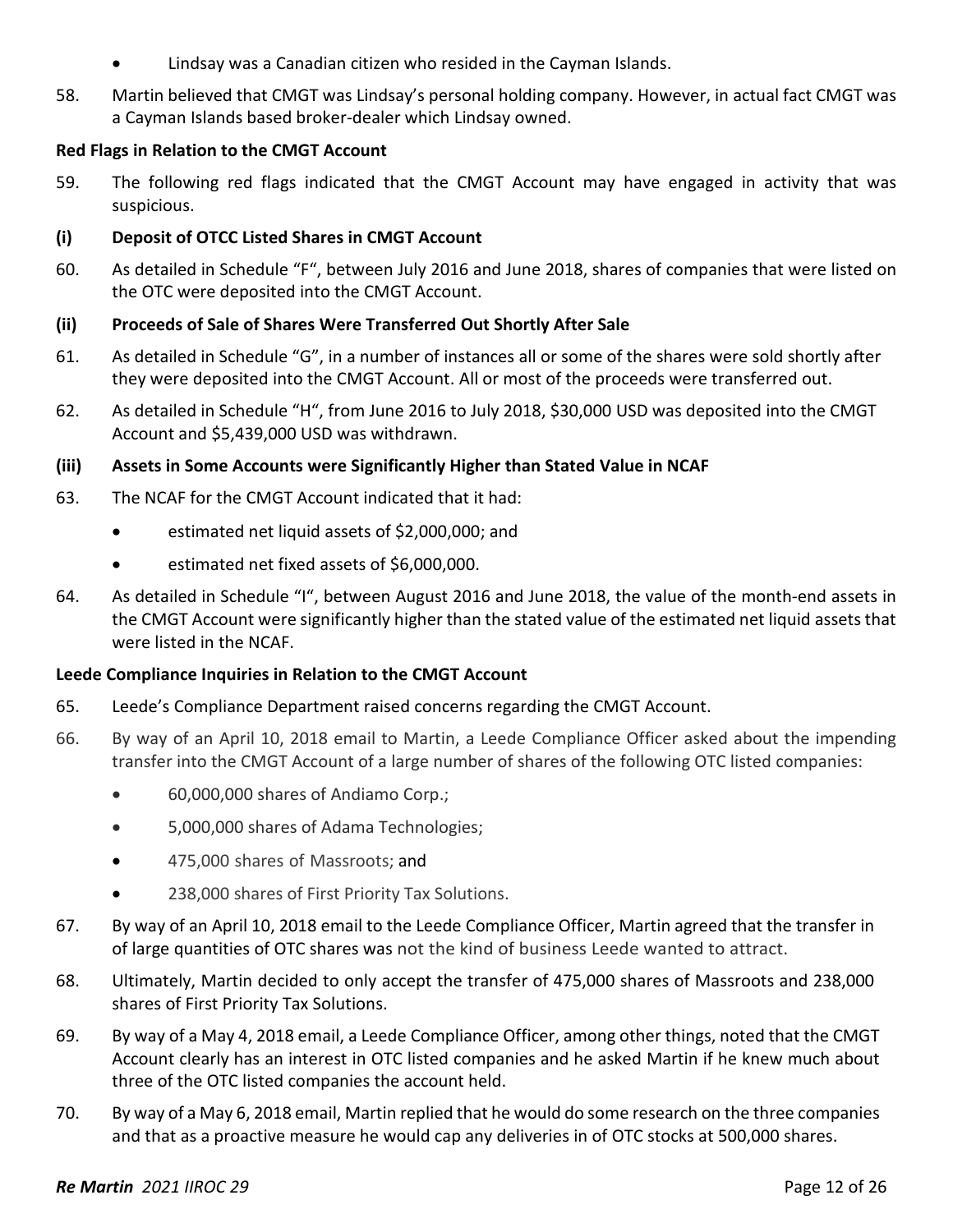- Lindsay was a Canadian citizen who resided in the Cayman Islands.

58. Martin believed that CMGT was Lindsay's personal holding company. However, in actual fact CMGT was a Cayman Islands based broker-dealer which Lindsay owned.

**Red Flags in Relation to the CMGT Account**

59. The following red flags indicated that the CMGT Account may have engaged in activity that was suspicious.

**(i) Deposit of OTCC Listed Shares in CMGT Account**

60. As detailed in Schedule "F", between July 2016 and June 2018, shares of companies that were listed on the OTC were deposited into the CMGT Account.

**(ii) Proceeds of Sale of Shares Were Transferred Out Shortly After Sale**

61. As detailed in Schedule "G", in a number of instances all or some of the shares were sold shortly after they were deposited into the CMGT Account. All or most of the proceeds were transferred out.

62. As detailed in Schedule "H", from June 2016 to July 2018, $30,000 USD was deposited into the CMGT Account and $5,439,000 USD was withdrawn.

**(iii) Assets in Some Accounts were Significantly Higher than Stated Value in NCAF**

63. The NCAF for the CMGT Account indicated that it had:
   - estimated net liquid assets of $2,000,000; and
   - estimated net fixed assets of $6,000,000.

64. As detailed in Schedule "I", between August 2016 and June 2018, the value of the month-end assets in the CMGT Account were significantly higher than the stated value of the estimated net liquid assets that were listed in the NCAF.

**Leede Compliance Inquiries in Relation to the CMGT Account**

65. Leede's Compliance Department raised concerns regarding the CMGT Account.

66. By way of an April 10, 2018 email to Martin, a Leede Compliance Officer asked about the impending transfer into the CMGT Account of a large number of shares of the following OTC listed companies:
   - 60,000,000 shares of Andiamo Corp.;
   - 5,000,000 shares of Adama Technologies;
   - 475,000 shares of Massroots; and
   - 238,000 shares of First Priority Tax Solutions.

67. By way of an April 10, 2018 email to the Leede Compliance Officer, Martin agreed that the transfer in of large quantities of OTC shares was not the kind of business Leede wanted to attract.

68. Ultimately, Martin decided to only accept the transfer of 475,000 shares of Massroots and 238,000 shares of First Priority Tax Solutions.

69. By way of a May 4, 2018 email, a Leede Compliance Officer, among other things, noted that the CMGT Account clearly has an interest in OTC listed companies and he asked Martin if he knew much about three of the OTC listed companies the account held.

70. By way of a May 6, 2018 email, Martin replied that he would do some research on the three companies and that as a proactive measure he would cap any deliveries in of OTC stocks at 500,000 shares.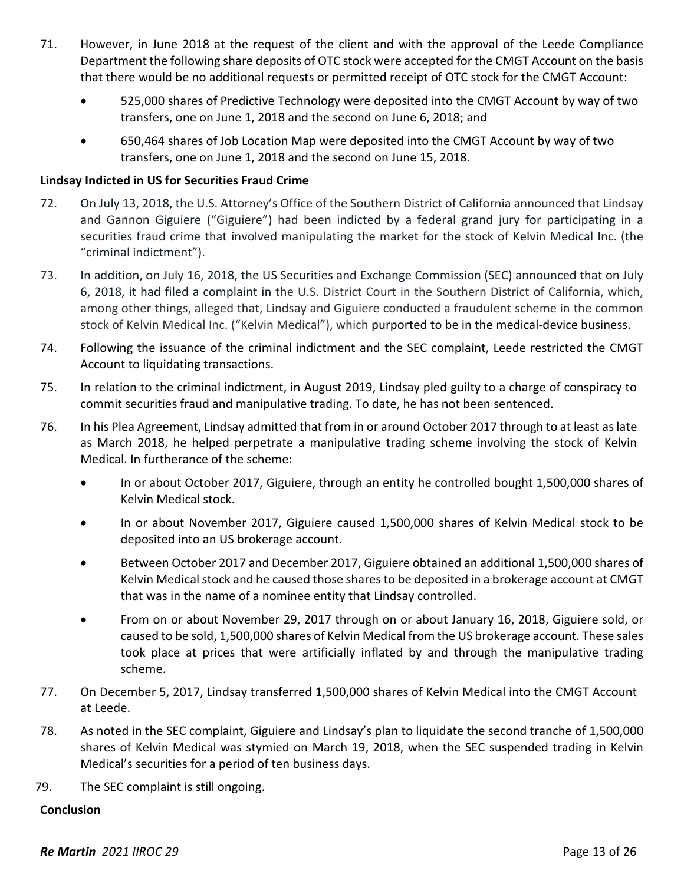71. However, in June 2018 at the request of the client and with the approval of the Leede Compliance Department the following share deposits of OTC stock were accepted for the CMGT Account on the basis that there would be no additional requests or permitted receipt of OTC stock for the CMGT Account:

    - 525,000 shares of Predictive Technology were deposited into the CMGT Account by way of two transfers, one on June 1, 2018 and the second on June 6, 2018; and
    - 650,464 shares of Job Location Map were deposited into the CMGT Account by way of two transfers, one on June 1, 2018 and the second on June 15, 2018.

**Lindsay Indicted in US for Securities Fraud Crime**

72. On July 13, 2018, the U.S. Attorney's Office of the Southern District of California announced that Lindsay and Gannon Giguiere ("Giguiere") had been indicted by a federal grand jury for participating in a securities fraud crime that involved manipulating the market for the stock of Kelvin Medical Inc. (the "criminal indictment").

73. In addition, on July 16, 2018, the US Securities and Exchange Commission (SEC) announced that on July 6, 2018, it had filed a complaint in the U.S. District Court in the Southern District of California, which, among other things, alleged that, Lindsay and Giguiere conducted a fraudulent scheme in the common stock of Kelvin Medical Inc. ("Kelvin Medical"), which purported to be in the medical-device business.

74. Following the issuance of the criminal indictment and the SEC complaint, Leede restricted the CMGT Account to liquidating transactions.

75. In relation to the criminal indictment, in August 2019, Lindsay pled guilty to a charge of conspiracy to commit securities fraud and manipulative trading. To date, he has not been sentenced.

76. In his Plea Agreement, Lindsay admitted that from in or around October 2017 through to at least as late as March 2018, he helped perpetrate a manipulative trading scheme involving the stock of Kelvin Medical. In furtherance of the scheme:

    - In or about October 2017, Giguiere, through an entity he controlled bought 1,500,000 shares of Kelvin Medical stock.
    - In or about November 2017, Giguiere caused 1,500,000 shares of Kelvin Medical stock to be deposited into an US brokerage account.
    - Between October 2017 and December 2017, Giguiere obtained an additional 1,500,000 shares of Kelvin Medical stock and he caused those shares to be deposited in a brokerage account at CMGT that was in the name of a nominee entity that Lindsay controlled.
    - From on or about November 29, 2017 through on or about January 16, 2018, Giguiere sold, or caused to be sold, 1,500,000 shares of Kelvin Medical from the US brokerage account. These sales took place at prices that were artificially inflated by and through the manipulative trading scheme.

77. On December 5, 2017, Lindsay transferred 1,500,000 shares of Kelvin Medical into the CMGT Account at Leede.

78. As noted in the SEC complaint, Giguiere and Lindsay's plan to liquidate the second tranche of 1,500,000 shares of Kelvin Medical was stymied on March 19, 2018, when the SEC suspended trading in Kelvin Medical's securities for a period of ten business days.

79. The SEC complaint is still ongoing.

**Conclusion**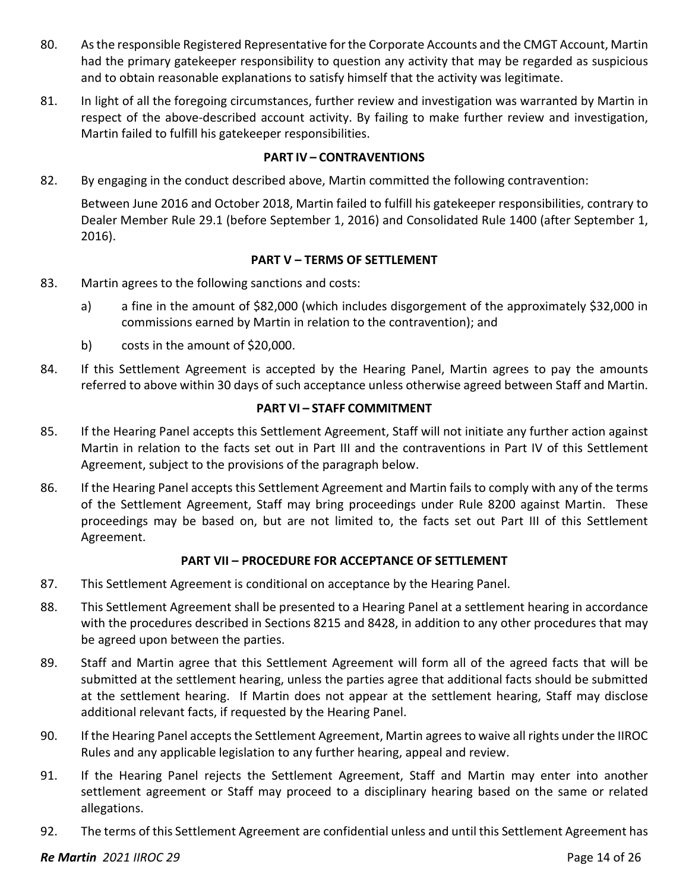80. As the responsible Registered Representative for the Corporate Accounts and the CMGT Account, Martin had the primary gatekeeper responsibility to question any activity that may be regarded as suspicious and to obtain reasonable explanations to satisfy himself that the activity was legitimate.

81. In light of all the foregoing circumstances, further review and investigation was warranted by Martin in respect of the above-described account activity. By failing to make further review and investigation, Martin failed to fulfill his gatekeeper responsibilities.

**PART IV – CONTRAVENTIONS**

82. By engaging in the conduct described above, Martin committed the following contravention:

    Between June 2016 and October 2018, Martin failed to fulfill his gatekeeper responsibilities, contrary to Dealer Member Rule 29.1 (before September 1, 2016) and Consolidated Rule 1400 (after September 1, 2016).

**PART V – TERMS OF SETTLEMENT**

83. Martin agrees to the following sanctions and costs:

    a) a fine in the amount of $82,000 (which includes disgorgement of the approximately $32,000 in commissions earned by Martin in relation to the contravention); and

    b) costs in the amount of $20,000.

84. If this Settlement Agreement is accepted by the Hearing Panel, Martin agrees to pay the amounts referred to above within 30 days of such acceptance unless otherwise agreed between Staff and Martin.

**PART VI – STAFF COMMITMENT**

85. If the Hearing Panel accepts this Settlement Agreement, Staff will not initiate any further action against Martin in relation to the facts set out in Part III and the contraventions in Part IV of this Settlement Agreement, subject to the provisions of the paragraph below.

86. If the Hearing Panel accepts this Settlement Agreement and Martin fails to comply with any of the terms of the Settlement Agreement, Staff may bring proceedings under Rule 8200 against Martin. These proceedings may be based on, but are not limited to, the facts set out Part III of this Settlement Agreement.

**PART VII – PROCEDURE FOR ACCEPTANCE OF SETTLEMENT**

87. This Settlement Agreement is conditional on acceptance by the Hearing Panel.

88. This Settlement Agreement shall be presented to a Hearing Panel at a settlement hearing in accordance with the procedures described in Sections 8215 and 8428, in addition to any other procedures that may be agreed upon between the parties.

89. Staff and Martin agree that this Settlement Agreement will form all of the agreed facts that will be submitted at the settlement hearing, unless the parties agree that additional facts should be submitted at the settlement hearing. If Martin does not appear at the settlement hearing, Staff may disclose additional relevant facts, if requested by the Hearing Panel.

90. If the Hearing Panel accepts the Settlement Agreement, Martin agrees to waive all rights under the IIROC Rules and any applicable legislation to any further hearing, appeal and review.

91. If the Hearing Panel rejects the Settlement Agreement, Staff and Martin may enter into another settlement agreement or Staff may proceed to a disciplinary hearing based on the same or related allegations.

92. The terms of this Settlement Agreement are confidential unless and until this Settlement Agreement has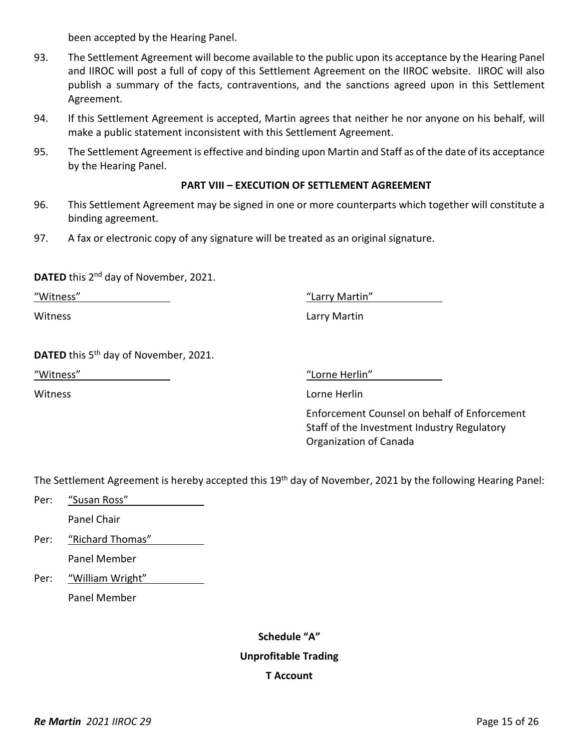been accepted by the Hearing Panel.

93. The Settlement Agreement will become available to the public upon its acceptance by the Hearing Panel and IIROC will post a full of copy of this Settlement Agreement on the IIROC website. IIROC will also publish a summary of the facts, contraventions, and the sanctions agreed upon in this Settlement Agreement.

94. If this Settlement Agreement is accepted, Martin agrees that neither he nor anyone on his behalf, will make a public statement inconsistent with this Settlement Agreement.

95. The Settlement Agreement is effective and binding upon Martin and Staff as of the date of its acceptance by the Hearing Panel.

**PART VIII – EXECUTION OF SETTLEMENT AGREEMENT**

96. This Settlement Agreement may be signed in one or more counterparts which together will constitute a binding agreement.

97. A fax or electronic copy of any signature will be treated as an original signature.

**DATED** this 2nd day of November, 2021.

"Witness" — Witness

"Larry Martin" — Larry Martin

**DATED** this 5th day of November, 2021.

"Witness" — Witness

"Lorne Herlin" — Lorne Herlin
Enforcement Counsel on behalf of Enforcement Staff of the Investment Industry Regulatory Organization of Canada

The Settlement Agreement is hereby accepted this 19th day of November, 2021 by the following Hearing Panel:

Per: "Susan Ross"
Panel Chair

Per: "Richard Thomas"
Panel Member

Per: "William Wright"
Panel Member

**Schedule "A"**

**Unprofitable Trading**

**T Account**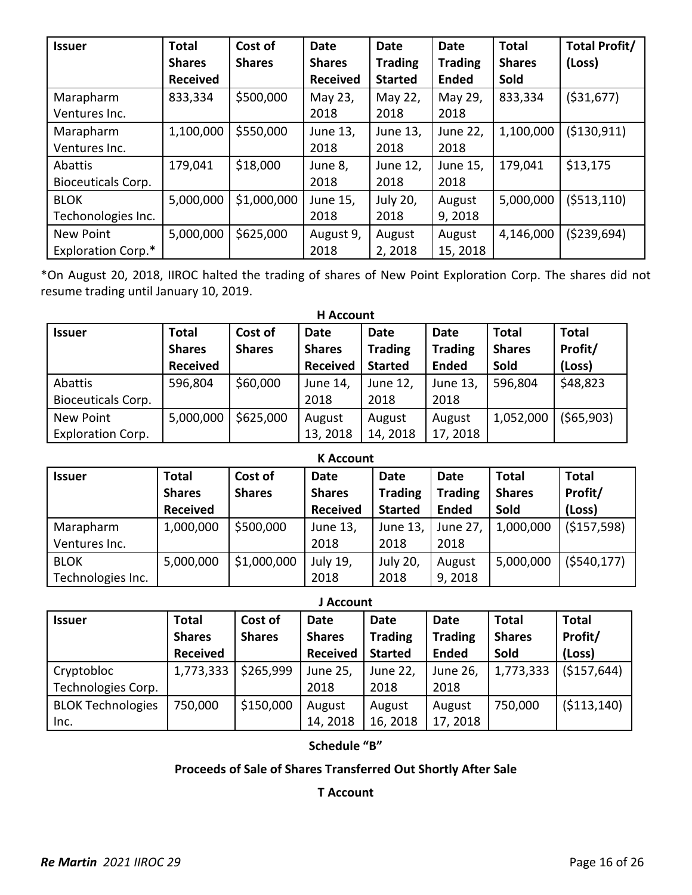| Issuer | Total Shares Received | Cost of Shares | Date Shares Received | Date Trading Started | Date Trading Ended | Total Shares Sold | Total Profit/ (Loss) |
|---|---|---|---|---|---|---|---|
| Marapharm Ventures Inc. | 833,334 | $500,000 | May 23, 2018 | May 22, 2018 | May 29, 2018 | 833,334 | ($31,677) |
| Marapharm Ventures Inc. | 1,100,000 | $550,000 | June 13, 2018 | June 13, 2018 | June 22, 2018 | 1,100,000 | ($130,911) |
| Abattis Bioceuticals Corp. | 179,041 | $18,000 | June 8, 2018 | June 12, 2018 | June 15, 2018 | 179,041 | $13,175 |
| BLOK Techonologies Inc. | 5,000,000 | $1,000,000 | June 15, 2018 | July 20, 2018 | August 9, 2018 | 5,000,000 | ($513,110) |
| New Point Exploration Corp.* | 5,000,000 | $625,000 | August 9, 2018 | August 2, 2018 | August 15, 2018 | 4,146,000 | ($239,694) |

*On August 20, 2018, IIROC halted the trading of shares of New Point Exploration Corp. The shares did not resume trading until January 10, 2019.

**H Account**

| Issuer | Total Shares Received | Cost of Shares | Date Shares Received | Date Trading Started | Date Trading Ended | Total Shares Sold | Total Profit/ (Loss) |
|---|---|---|---|---|---|---|---|
| Abattis Bioceuticals Corp. | 596,804 | $60,000 | June 14, 2018 | June 12, 2018 | June 13, 2018 | 596,804 | $48,823 |
| New Point Exploration Corp. | 5,000,000 | $625,000 | August 13, 2018 | August 14, 2018 | August 17, 2018 | 1,052,000 | ($65,903) |

**K Account**

| Issuer | Total Shares Received | Cost of Shares | Date Shares Received | Date Trading Started | Date Trading Ended | Total Shares Sold | Total Profit/ (Loss) |
|---|---|---|---|---|---|---|---|
| Marapharm Ventures Inc. | 1,000,000 | $500,000 | June 13, 2018 | June 13, 2018 | June 27, 2018 | 1,000,000 | ($157,598) |
| BLOK Technologies Inc. | 5,000,000 | $1,000,000 | July 19, 2018 | July 20, 2018 | August 9, 2018 | 5,000,000 | ($540,177) |

**J Account**

| Issuer | Total Shares Received | Cost of Shares | Date Shares Received | Date Trading Started | Date Trading Ended | Total Shares Sold | Total Profit/ (Loss) |
|---|---|---|---|---|---|---|---|
| Cryptobloc Technologies Corp. | 1,773,333 | $265,999 | June 25, 2018 | June 22, 2018 | June 26, 2018 | 1,773,333 | ($157,644) |
| BLOK Technologies Inc. | 750,000 | $150,000 | August 14, 2018 | August 16, 2018 | August 17, 2018 | 750,000 | ($113,140) |

**Schedule "B"**

**Proceeds of Sale of Shares Transferred Out Shortly After Sale**

**T Account**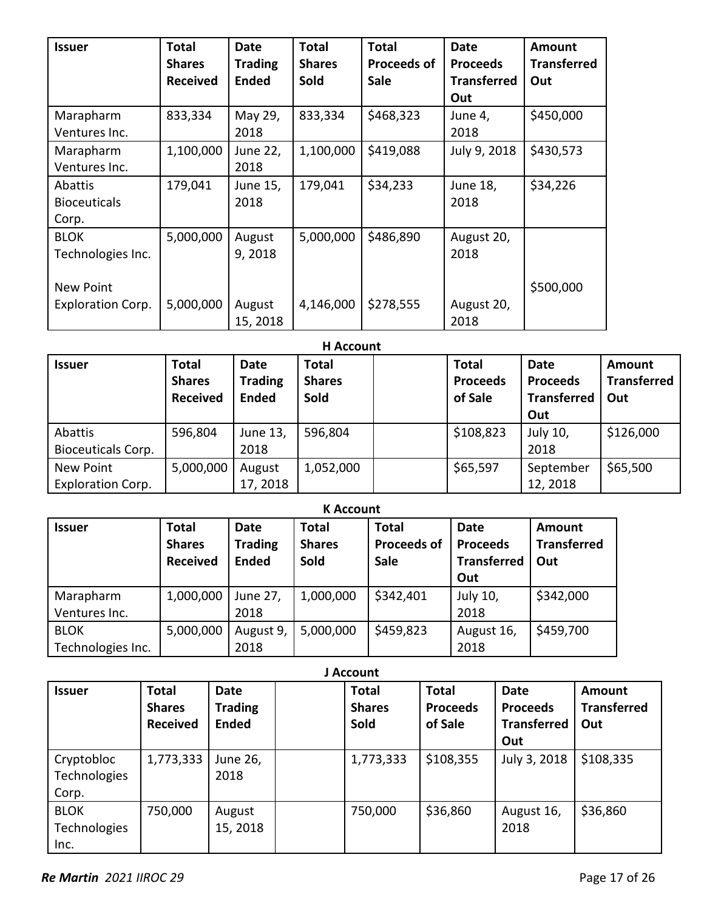| Issuer | Total Shares Received | Date Trading Ended | Total Shares Sold | Total Proceeds of Sale | Date Proceeds Transferred Out | Amount Transferred Out |
|---|---|---|---|---|---|---|
| Marapharm Ventures Inc. | 833,334 | May 29, 2018 | 833,334 | $468,323 | June 4, 2018 | $450,000 |
| Marapharm Ventures Inc. | 1,100,000 | June 22, 2018 | 1,100,000 | $419,088 | July 9, 2018 | $430,573 |
| Abattis Bioceuticals Corp. | 179,041 | June 15, 2018 | 179,041 | $34,233 | June 18, 2018 | $34,226 |
| BLOK Technologies Inc. | 5,000,000 | August 9, 2018 | 5,000,000 | $486,890 | August 20, 2018 | $500,000 |
| New Point Exploration Corp. | 5,000,000 | August 15, 2018 | 4,146,000 | $278,555 | August 20, 2018 | |

**H Account**

| Issuer | Total Shares Received | Date Trading Ended | Total Shares Sold | | Total Proceeds of Sale | Date Proceeds Transferred Out | Amount Transferred Out |
|---|---|---|---|---|---|---|---|
| Abattis Bioceuticals Corp. | 596,804 | June 13, 2018 | 596,804 | | $108,823 | July 10, 2018 | $126,000 |
| New Point Exploration Corp. | 5,000,000 | August 17, 2018 | 1,052,000 | | $65,597 | September 12, 2018 | $65,500 |

**K Account**

| Issuer | Total Shares Received | Date Trading Ended | Total Shares Sold | Total Proceeds of Sale | Date Proceeds Transferred Out | Amount Transferred Out |
|---|---|---|---|---|---|---|
| Marapharm Ventures Inc. | 1,000,000 | June 27, 2018 | 1,000,000 | $342,401 | July 10, 2018 | $342,000 |
| BLOK Technologies Inc. | 5,000,000 | August 9, 2018 | 5,000,000 | $459,823 | August 16, 2018 | $459,700 |

**J Account**

| Issuer | Total Shares Received | Date Trading Ended | | Total Shares Sold | Total Proceeds of Sale | Date Proceeds Transferred Out | Amount Transferred Out |
|---|---|---|---|---|---|---|---|
| Cryptobloc Technologies Corp. | 1,773,333 | June 26, 2018 | | 1,773,333 | $108,355 | July 3, 2018 | $108,335 |
| BLOK Technologies Inc. | 750,000 | August 15, 2018 | | 750,000 | $36,860 | August 16, 2018 | $36,860 |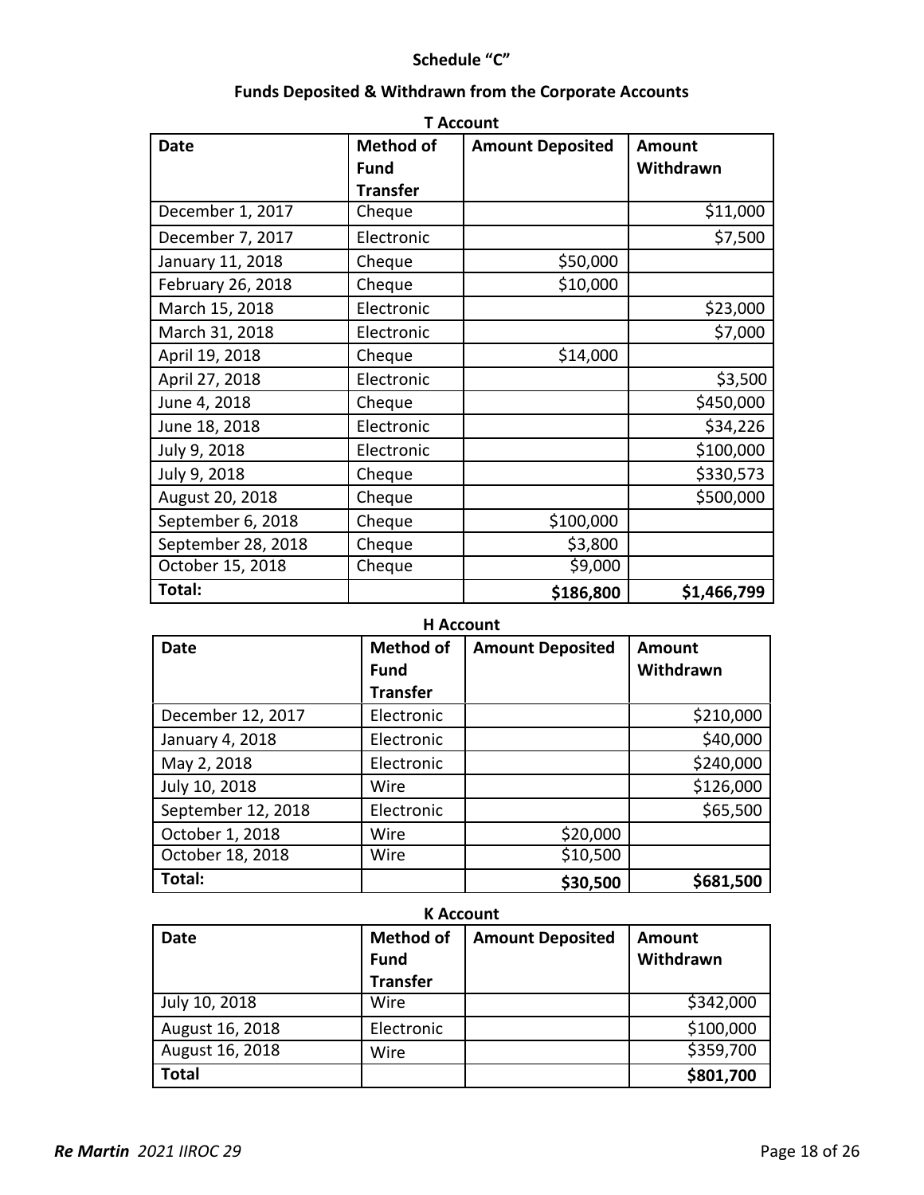# Schedule "C"

## Funds Deposited & Withdrawn from the Corporate Accounts

**T Account**

| Date | Method of Fund Transfer | Amount Deposited | Amount Withdrawn |
|---|---|---|---|
| December 1, 2017 | Cheque | | $11,000 |
| December 7, 2017 | Electronic | | $7,500 |
| January 11, 2018 | Cheque | $50,000 | |
| February 26, 2018 | Cheque | $10,000 | |
| March 15, 2018 | Electronic | | $23,000 |
| March 31, 2018 | Electronic | | $7,000 |
| April 19, 2018 | Cheque | $14,000 | |
| April 27, 2018 | Electronic | | $3,500 |
| June 4, 2018 | Cheque | | $450,000 |
| June 18, 2018 | Electronic | | $34,226 |
| July 9, 2018 | Electronic | | $100,000 |
| July 9, 2018 | Cheque | | $330,573 |
| August 20, 2018 | Cheque | | $500,000 |
| September 6, 2018 | Cheque | $100,000 | |
| September 28, 2018 | Cheque | $3,800 | |
| October 15, 2018 | Cheque | $9,000 | |
| **Total:** | | **$186,800** | **$1,466,799** |

**H Account**

| Date | Method of Fund Transfer | Amount Deposited | Amount Withdrawn |
|---|---|---|---|
| December 12, 2017 | Electronic | | $210,000 |
| January 4, 2018 | Electronic | | $40,000 |
| May 2, 2018 | Electronic | | $240,000 |
| July 10, 2018 | Wire | | $126,000 |
| September 12, 2018 | Electronic | | $65,500 |
| October 1, 2018 | Wire | $20,000 | |
| October 18, 2018 | Wire | $10,500 | |
| **Total:** | | **$30,500** | **$681,500** |

**K Account**

| Date | Method of Fund Transfer | Amount Deposited | Amount Withdrawn |
|---|---|---|---|
| July 10, 2018 | Wire | | $342,000 |
| August 16, 2018 | Electronic | | $100,000 |
| August 16, 2018 | Wire | | $359,700 |
| **Total** | | | **$801,700** |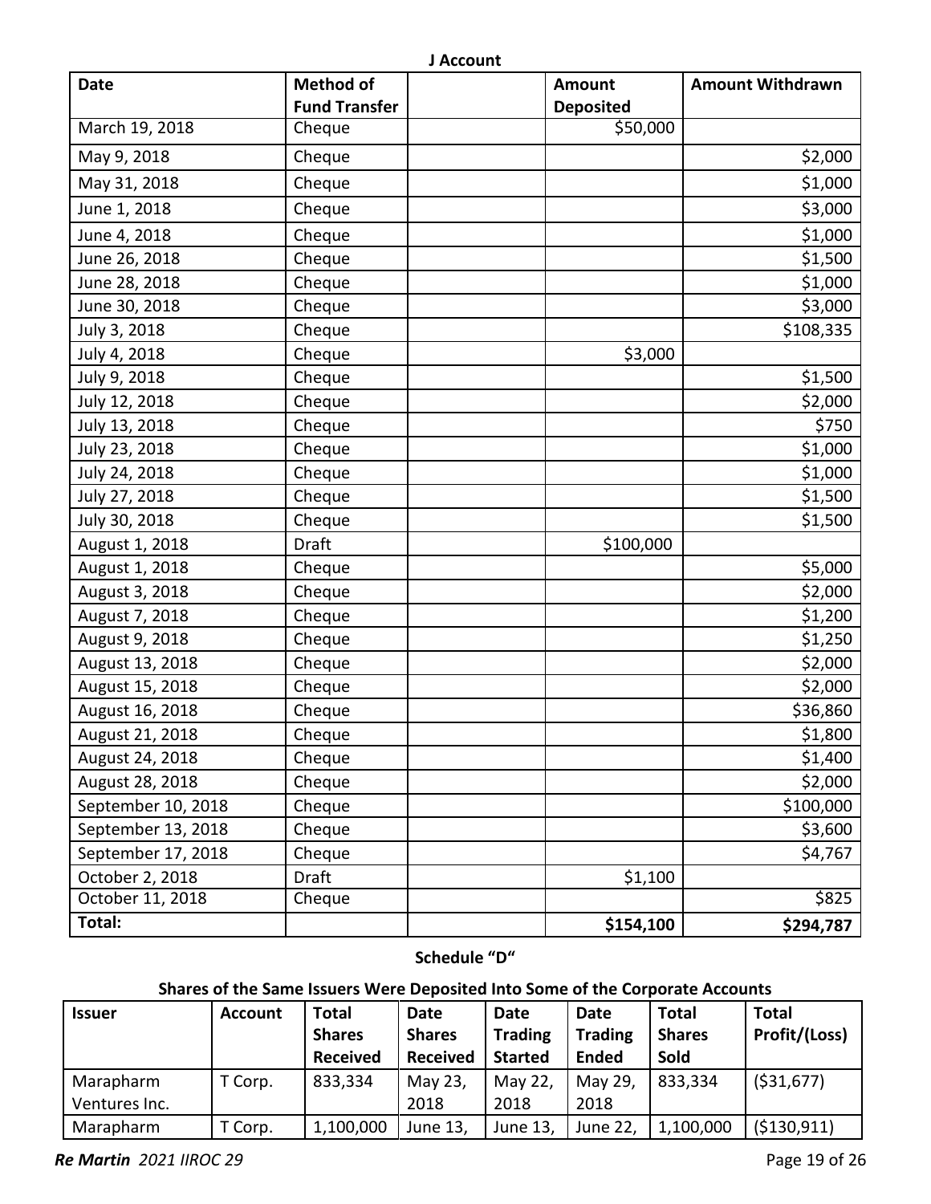**J Account**

| Date | Method of Fund Transfer | | Amount Deposited | Amount Withdrawn |
|---|---|---|---|---|
| March 19, 2018 | Cheque | | $50,000 | |
| May 9, 2018 | Cheque | | | $2,000 |
| May 31, 2018 | Cheque | | | $1,000 |
| June 1, 2018 | Cheque | | | $3,000 |
| June 4, 2018 | Cheque | | | $1,000 |
| June 26, 2018 | Cheque | | | $1,500 |
| June 28, 2018 | Cheque | | | $1,000 |
| June 30, 2018 | Cheque | | | $3,000 |
| July 3, 2018 | Cheque | | | $108,335 |
| July 4, 2018 | Cheque | | $3,000 | |
| July 9, 2018 | Cheque | | | $1,500 |
| July 12, 2018 | Cheque | | | $2,000 |
| July 13, 2018 | Cheque | | | $750 |
| July 23, 2018 | Cheque | | | $1,000 |
| July 24, 2018 | Cheque | | | $1,000 |
| July 27, 2018 | Cheque | | | $1,500 |
| July 30, 2018 | Cheque | | | $1,500 |
| August 1, 2018 | Draft | | $100,000 | |
| August 1, 2018 | Cheque | | | $5,000 |
| August 3, 2018 | Cheque | | | $2,000 |
| August 7, 2018 | Cheque | | | $1,200 |
| August 9, 2018 | Cheque | | | $1,250 |
| August 13, 2018 | Cheque | | | $2,000 |
| August 15, 2018 | Cheque | | | $2,000 |
| August 16, 2018 | Cheque | | | $36,860 |
| August 21, 2018 | Cheque | | | $1,800 |
| August 24, 2018 | Cheque | | | $1,400 |
| August 28, 2018 | Cheque | | | $2,000 |
| September 10, 2018 | Cheque | | | $100,000 |
| September 13, 2018 | Cheque | | | $3,600 |
| September 17, 2018 | Cheque | | | $4,767 |
| October 2, 2018 | Draft | | $1,100 | |
| October 11, 2018 | Cheque | | | $825 |
| **Total:** | | | **$154,100** | **$294,787** |

**Schedule "D"**

**Shares of the Same Issuers Were Deposited Into Some of the Corporate Accounts**

| Issuer | Account | Total Shares Received | Date Shares Received | Date Trading Started | Date Trading Ended | Total Shares Sold | Total Profit/(Loss) |
|---|---|---|---|---|---|---|---|
| Marapharm Ventures Inc. | T Corp. | 833,334 | May 23, 2018 | May 22, 2018 | May 29, 2018 | 833,334 | ($31,677) |
| Marapharm | T Corp. | 1,100,000 | June 13, | June 13, | June 22, | 1,100,000 | ($130,911) |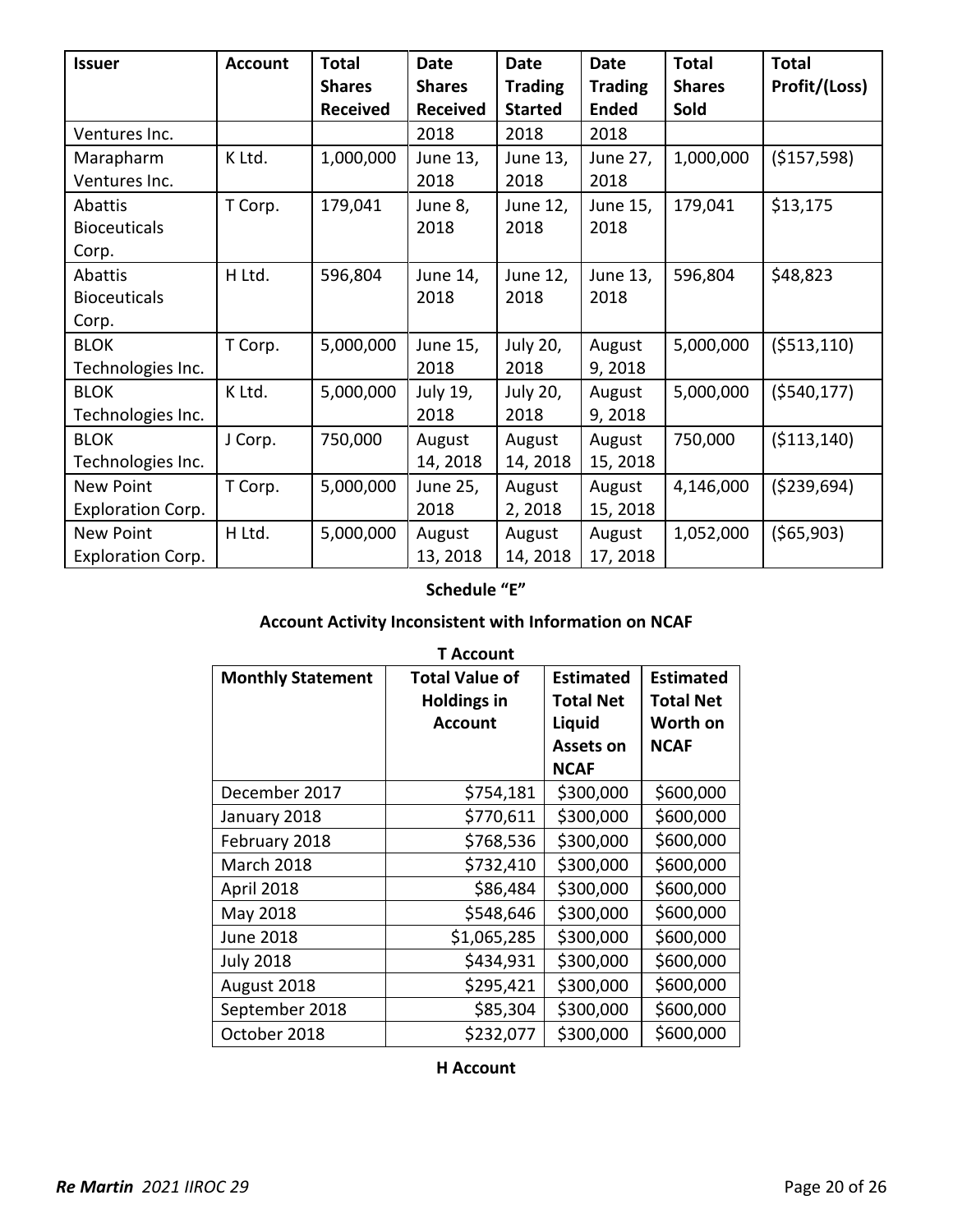| Issuer | Account | Total Shares Received | Date Shares Received | Date Trading Started | Date Trading Ended | Total Shares Sold | Total Profit/(Loss) |
|---|---|---|---|---|---|---|---|
| Ventures Inc. | | | 2018 | 2018 | 2018 | | |
| Marapharm Ventures Inc. | K Ltd. | 1,000,000 | June 13, 2018 | June 13, 2018 | June 27, 2018 | 1,000,000 | ($157,598) |
| Abattis Bioceuticals Corp. | T Corp. | 179,041 | June 8, 2018 | June 12, 2018 | June 15, 2018 | 179,041 | $13,175 |
| Abattis Bioceuticals Corp. | H Ltd. | 596,804 | June 14, 2018 | June 12, 2018 | June 13, 2018 | 596,804 | $48,823 |
| BLOK Technologies Inc. | T Corp. | 5,000,000 | June 15, 2018 | July 20, 2018 | August 9, 2018 | 5,000,000 | ($513,110) |
| BLOK Technologies Inc. | K Ltd. | 5,000,000 | July 19, 2018 | July 20, 2018 | August 9, 2018 | 5,000,000 | ($540,177) |
| BLOK Technologies Inc. | J Corp. | 750,000 | August 14, 2018 | August 14, 2018 | August 15, 2018 | 750,000 | ($113,140) |
| New Point Exploration Corp. | T Corp. | 5,000,000 | June 25, 2018 | August 2, 2018 | August 15, 2018 | 4,146,000 | ($239,694) |
| New Point Exploration Corp. | H Ltd. | 5,000,000 | August 13, 2018 | August 14, 2018 | August 17, 2018 | 1,052,000 | ($65,903) |

**Schedule "E"**

**Account Activity Inconsistent with Information on NCAF**

**T Account**

| Monthly Statement | Total Value of Holdings in Account | Estimated Total Net Liquid Assets on NCAF | Estimated Total Net Worth on NCAF |
|---|---|---|---|
| December 2017 | $754,181 | $300,000 | $600,000 |
| January 2018 | $770,611 | $300,000 | $600,000 |
| February 2018 | $768,536 | $300,000 | $600,000 |
| March 2018 | $732,410 | $300,000 | $600,000 |
| April 2018 | $86,484 | $300,000 | $600,000 |
| May 2018 | $548,646 | $300,000 | $600,000 |
| June 2018 | $1,065,285 | $300,000 | $600,000 |
| July 2018 | $434,931 | $300,000 | $600,000 |
| August 2018 | $295,421 | $300,000 | $600,000 |
| September 2018 | $85,304 | $300,000 | $600,000 |
| October 2018 | $232,077 | $300,000 | $600,000 |

**H Account**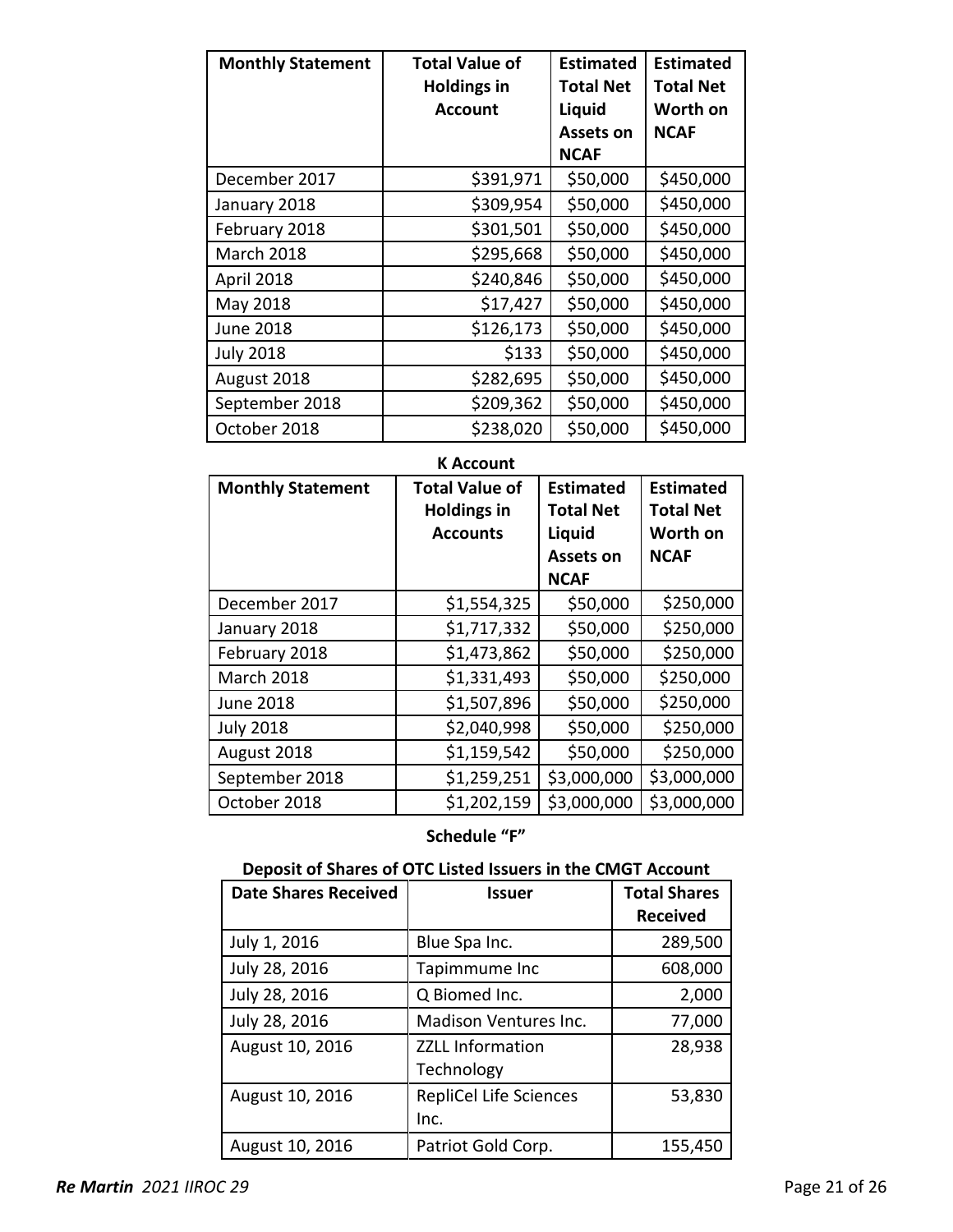| Monthly Statement | Total Value of Holdings in Account | Estimated Total Net Liquid Assets on NCAF | Estimated Total Net Worth on NCAF |
|---|---|---|---|
| December 2017 | $391,971 | $50,000 | $450,000 |
| January 2018 | $309,954 | $50,000 | $450,000 |
| February 2018 | $301,501 | $50,000 | $450,000 |
| March 2018 | $295,668 | $50,000 | $450,000 |
| April 2018 | $240,846 | $50,000 | $450,000 |
| May 2018 | $17,427 | $50,000 | $450,000 |
| June 2018 | $126,173 | $50,000 | $450,000 |
| July 2018 | $133 | $50,000 | $450,000 |
| August 2018 | $282,695 | $50,000 | $450,000 |
| September 2018 | $209,362 | $50,000 | $450,000 |
| October 2018 | $238,020 | $50,000 | $450,000 |

**K Account**

| Monthly Statement | Total Value of Holdings in Accounts | Estimated Total Net Liquid Assets on NCAF | Estimated Total Net Worth on NCAF |
|---|---|---|---|
| December 2017 | $1,554,325 | $50,000 | $250,000 |
| January 2018 | $1,717,332 | $50,000 | $250,000 |
| February 2018 | $1,473,862 | $50,000 | $250,000 |
| March 2018 | $1,331,493 | $50,000 | $250,000 |
| June 2018 | $1,507,896 | $50,000 | $250,000 |
| July 2018 | $2,040,998 | $50,000 | $250,000 |
| August 2018 | $1,159,542 | $50,000 | $250,000 |
| September 2018 | $1,259,251 | $3,000,000 | $3,000,000 |
| October 2018 | $1,202,159 | $3,000,000 | $3,000,000 |

**Schedule "F"**

**Deposit of Shares of OTC Listed Issuers in the CMGT Account**

| Date Shares Received | Issuer | Total Shares Received |
|---|---|---|
| July 1, 2016 | Blue Spa Inc. | 289,500 |
| July 28, 2016 | Tapimmume Inc | 608,000 |
| July 28, 2016 | Q Biomed Inc. | 2,000 |
| July 28, 2016 | Madison Ventures Inc. | 77,000 |
| August 10, 2016 | ZZLL Information Technology | 28,938 |
| August 10, 2016 | RepliCel Life Sciences Inc. | 53,830 |
| August 10, 2016 | Patriot Gold Corp. | 155,450 |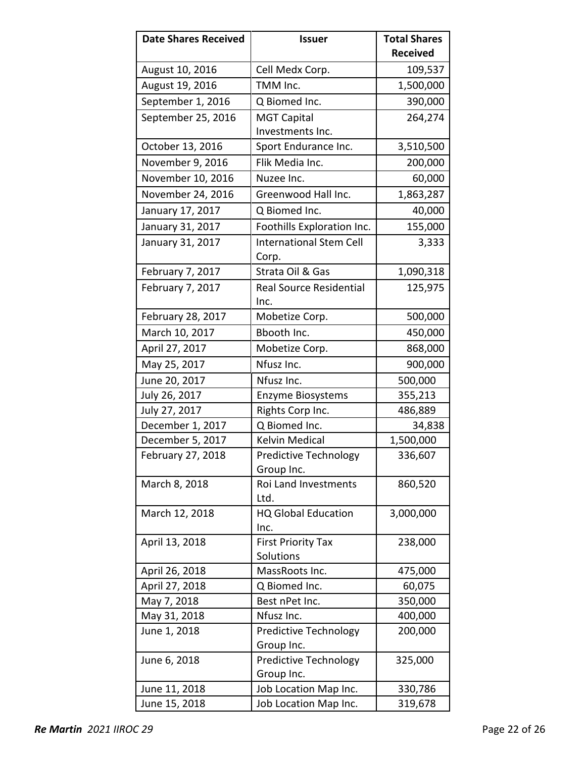| Date Shares Received | Issuer | Total Shares Received |
|---|---|---|
| August 10, 2016 | Cell Medx Corp. | 109,537 |
| August 19, 2016 | TMM Inc. | 1,500,000 |
| September 1, 2016 | Q Biomed Inc. | 390,000 |
| September 25, 2016 | MGT Capital Investments Inc. | 264,274 |
| October 13, 2016 | Sport Endurance Inc. | 3,510,500 |
| November 9, 2016 | Flik Media Inc. | 200,000 |
| November 10, 2016 | Nuzee Inc. | 60,000 |
| November 24, 2016 | Greenwood Hall Inc. | 1,863,287 |
| January 17, 2017 | Q Biomed Inc. | 40,000 |
| January 31, 2017 | Foothills Exploration Inc. | 155,000 |
| January 31, 2017 | International Stem Cell Corp. | 3,333 |
| February 7, 2017 | Strata Oil & Gas | 1,090,318 |
| February 7, 2017 | Real Source Residential Inc. | 125,975 |
| February 28, 2017 | Mobetize Corp. | 500,000 |
| March 10, 2017 | Bbooth Inc. | 450,000 |
| April 27, 2017 | Mobetize Corp. | 868,000 |
| May 25, 2017 | Nfusz Inc. | 900,000 |
| June 20, 2017 | Nfusz Inc. | 500,000 |
| July 26, 2017 | Enzyme Biosystems | 355,213 |
| July 27, 2017 | Rights Corp Inc. | 486,889 |
| December 1, 2017 | Q Biomed Inc. | 34,838 |
| December 5, 2017 | Kelvin Medical | 1,500,000 |
| February 27, 2018 | Predictive Technology Group Inc. | 336,607 |
| March 8, 2018 | Roi Land Investments Ltd. | 860,520 |
| March 12, 2018 | HQ Global Education Inc. | 3,000,000 |
| April 13, 2018 | First Priority Tax Solutions | 238,000 |
| April 26, 2018 | MassRoots Inc. | 475,000 |
| April 27, 2018 | Q Biomed Inc. | 60,075 |
| May 7, 2018 | Best nPet Inc. | 350,000 |
| May 31, 2018 | Nfusz Inc. | 400,000 |
| June 1, 2018 | Predictive Technology Group Inc. | 200,000 |
| June 6, 2018 | Predictive Technology Group Inc. | 325,000 |
| June 11, 2018 | Job Location Map Inc. | 330,786 |
| June 15, 2018 | Job Location Map Inc. | 319,678 |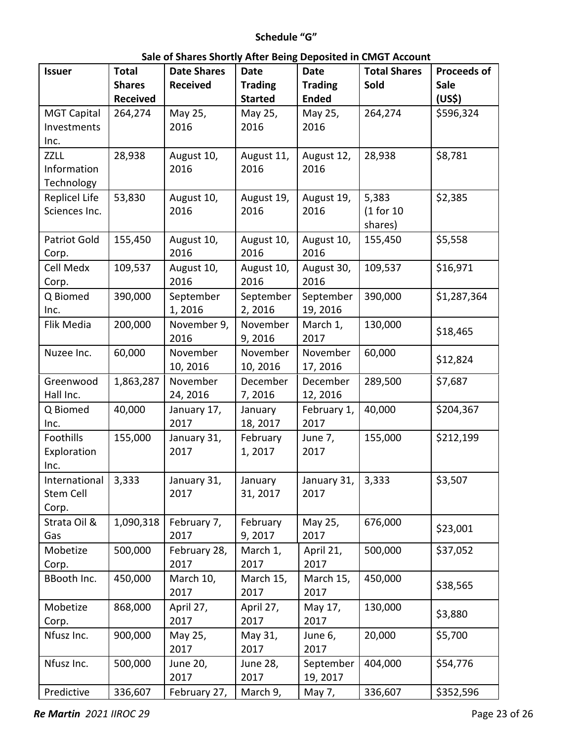**Schedule "G"**

**Sale of Shares Shortly After Being Deposited in CMGT Account**

| Issuer | Total Shares Received | Date Shares Received | Date Trading Started | Date Trading Ended | Total Shares Sold | Proceeds of Sale (US$) |
|---|---|---|---|---|---|---|
| MGT Capital Investments Inc. | 264,274 | May 25, 2016 | May 25, 2016 | May 25, 2016 | 264,274 | $596,324 |
| ZZLL Information Technology | 28,938 | August 10, 2016 | August 11, 2016 | August 12, 2016 | 28,938 | $8,781 |
| Replicel Life Sciences Inc. | 53,830 | August 10, 2016 | August 19, 2016 | August 19, 2016 | 5,383 (1 for 10 shares) | $2,385 |
| Patriot Gold Corp. | 155,450 | August 10, 2016 | August 10, 2016 | August 10, 2016 | 155,450 | $5,558 |
| Cell Medx Corp. | 109,537 | August 10, 2016 | August 10, 2016 | August 30, 2016 | 109,537 | $16,971 |
| Q Biomed Inc. | 390,000 | September 1, 2016 | September 2, 2016 | September 19, 2016 | 390,000 | $1,287,364 |
| Flik Media | 200,000 | November 9, 2016 | November 9, 2016 | March 1, 2017 | 130,000 | $18,465 |
| Nuzee Inc. | 60,000 | November 10, 2016 | November 10, 2016 | November 17, 2016 | 60,000 | $12,824 |
| Greenwood Hall Inc. | 1,863,287 | November 24, 2016 | December 7, 2016 | December 12, 2016 | 289,500 | $7,687 |
| Q Biomed Inc. | 40,000 | January 17, 2017 | January 18, 2017 | February 1, 2017 | 40,000 | $204,367 |
| Foothills Exploration Inc. | 155,000 | January 31, 2017 | February 1, 2017 | June 7, 2017 | 155,000 | $212,199 |
| International Stem Cell Corp. | 3,333 | January 31, 2017 | January 31, 2017 | January 31, 2017 | 3,333 | $3,507 |
| Strata Oil & Gas | 1,090,318 | February 7, 2017 | February 9, 2017 | May 25, 2017 | 676,000 | $23,001 |
| Mobetize Corp. | 500,000 | February 28, 2017 | March 1, 2017 | April 21, 2017 | 500,000 | $37,052 |
| BBooth Inc. | 450,000 | March 10, 2017 | March 15, 2017 | March 15, 2017 | 450,000 | $38,565 |
| Mobetize Corp. | 868,000 | April 27, 2017 | April 27, 2017 | May 17, 2017 | 130,000 | $3,880 |
| Nfusz Inc. | 900,000 | May 25, 2017 | May 31, 2017 | June 6, 2017 | 20,000 | $5,700 |
| Nfusz Inc. | 500,000 | June 20, 2017 | June 28, 2017 | September 19, 2017 | 404,000 | $54,776 |
| Predictive | 336,607 | February 27, | March 9, | May 7, | 336,607 | $352,596 |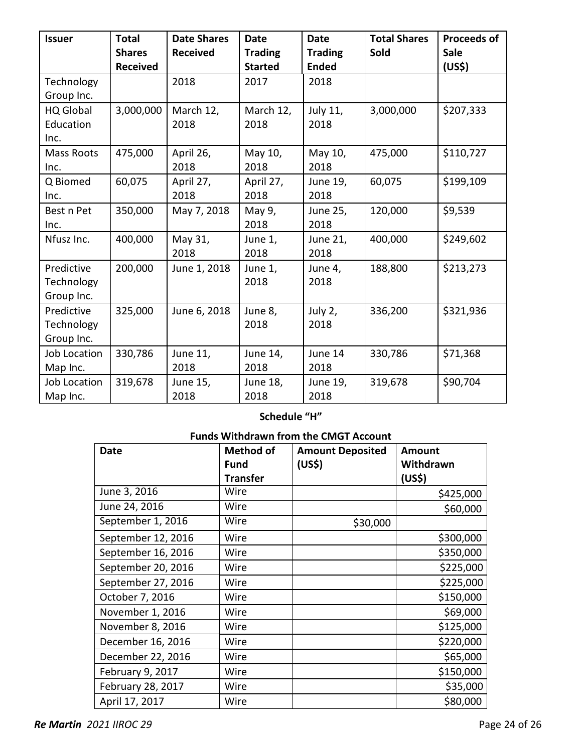| Issuer | Total Shares Received | Date Shares Received | Date Trading Started | Date Trading Ended | Total Shares Sold | Proceeds of Sale (US$) |
|---|---|---|---|---|---|---|
| Technology Group Inc. | | 2018 | 2017 | 2018 | | |
| HQ Global Education Inc. | 3,000,000 | March 12, 2018 | March 12, 2018 | July 11, 2018 | 3,000,000 | $207,333 |
| Mass Roots Inc. | 475,000 | April 26, 2018 | May 10, 2018 | May 10, 2018 | 475,000 | $110,727 |
| Q Biomed Inc. | 60,075 | April 27, 2018 | April 27, 2018 | June 19, 2018 | 60,075 | $199,109 |
| Best n Pet Inc. | 350,000 | May 7, 2018 | May 9, 2018 | June 25, 2018 | 120,000 | $9,539 |
| Nfusz Inc. | 400,000 | May 31, 2018 | June 1, 2018 | June 21, 2018 | 400,000 | $249,602 |
| Predictive Technology Group Inc. | 200,000 | June 1, 2018 | June 1, 2018 | June 4, 2018 | 188,800 | $213,273 |
| Predictive Technology Group Inc. | 325,000 | June 6, 2018 | June 8, 2018 | July 2, 2018 | 336,200 | $321,936 |
| Job Location Map Inc. | 330,786 | June 11, 2018 | June 14, 2018 | June 14 2018 | 330,786 | $71,368 |
| Job Location Map Inc. | 319,678 | June 15, 2018 | June 18, 2018 | June 19, 2018 | 319,678 | $90,704 |

**Schedule "H"**

**Funds Withdrawn from the CMGT Account**

| Date | Method of Fund Transfer | Amount Deposited (US$) | Amount Withdrawn (US$) |
|---|---|---|---|
| June 3, 2016 | Wire | | $425,000 |
| June 24, 2016 | Wire | | $60,000 |
| September 1, 2016 | Wire | $30,000 | |
| September 12, 2016 | Wire | | $300,000 |
| September 16, 2016 | Wire | | $350,000 |
| September 20, 2016 | Wire | | $225,000 |
| September 27, 2016 | Wire | | $225,000 |
| October 7, 2016 | Wire | | $150,000 |
| November 1, 2016 | Wire | | $69,000 |
| November 8, 2016 | Wire | | $125,000 |
| December 16, 2016 | Wire | | $220,000 |
| December 22, 2016 | Wire | | $65,000 |
| February 9, 2017 | Wire | | $150,000 |
| February 28, 2017 | Wire | | $35,000 |
| April 17, 2017 | Wire | | $80,000 |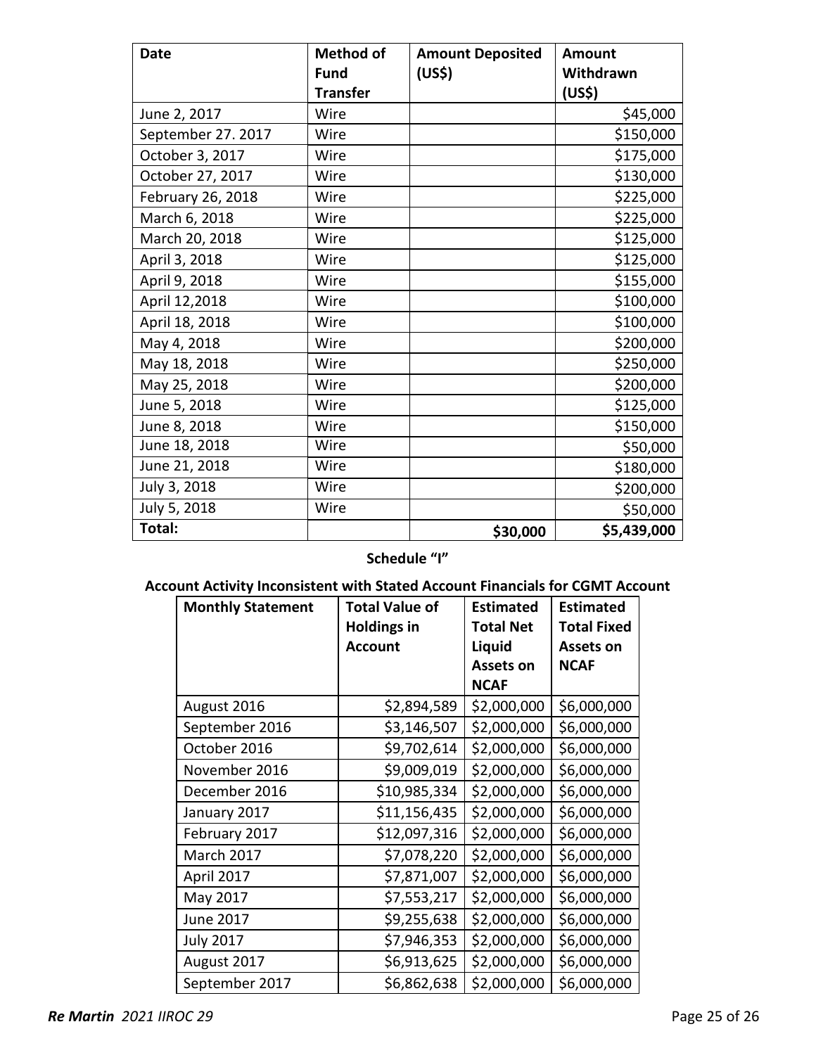| Date | Method of Fund Transfer | Amount Deposited (US$) | Amount Withdrawn (US$) |
|---|---|---|---|
| June 2, 2017 | Wire | | $45,000 |
| September 27. 2017 | Wire | | $150,000 |
| October 3, 2017 | Wire | | $175,000 |
| October 27, 2017 | Wire | | $130,000 |
| February 26, 2018 | Wire | | $225,000 |
| March 6, 2018 | Wire | | $225,000 |
| March 20, 2018 | Wire | | $125,000 |
| April 3, 2018 | Wire | | $125,000 |
| April 9, 2018 | Wire | | $155,000 |
| April 12,2018 | Wire | | $100,000 |
| April 18, 2018 | Wire | | $100,000 |
| May 4, 2018 | Wire | | $200,000 |
| May 18, 2018 | Wire | | $250,000 |
| May 25, 2018 | Wire | | $200,000 |
| June 5, 2018 | Wire | | $125,000 |
| June 8, 2018 | Wire | | $150,000 |
| June 18, 2018 | Wire | | $50,000 |
| June 21, 2018 | Wire | | $180,000 |
| July 3, 2018 | Wire | | $200,000 |
| July 5, 2018 | Wire | | $50,000 |
| **Total:** | | **$30,000** | **$5,439,000** |

**Schedule "I"**

**Account Activity Inconsistent with Stated Account Financials for CGMT Account**

| Monthly Statement | Total Value of Holdings in Account | Estimated Total Net Liquid Assets on NCAF | Estimated Total Fixed Assets on NCAF |
|---|---|---|---|
| August 2016 | $2,894,589 | $2,000,000 | $6,000,000 |
| September 2016 | $3,146,507 | $2,000,000 | $6,000,000 |
| October 2016 | $9,702,614 | $2,000,000 | $6,000,000 |
| November 2016 | $9,009,019 | $2,000,000 | $6,000,000 |
| December 2016 | $10,985,334 | $2,000,000 | $6,000,000 |
| January 2017 | $11,156,435 | $2,000,000 | $6,000,000 |
| February 2017 | $12,097,316 | $2,000,000 | $6,000,000 |
| March 2017 | $7,078,220 | $2,000,000 | $6,000,000 |
| April 2017 | $7,871,007 | $2,000,000 | $6,000,000 |
| May 2017 | $7,553,217 | $2,000,000 | $6,000,000 |
| June 2017 | $9,255,638 | $2,000,000 | $6,000,000 |
| July 2017 | $7,946,353 | $2,000,000 | $6,000,000 |
| August 2017 | $6,913,625 | $2,000,000 | $6,000,000 |
| September 2017 | $6,862,638 | $2,000,000 | $6,000,000 |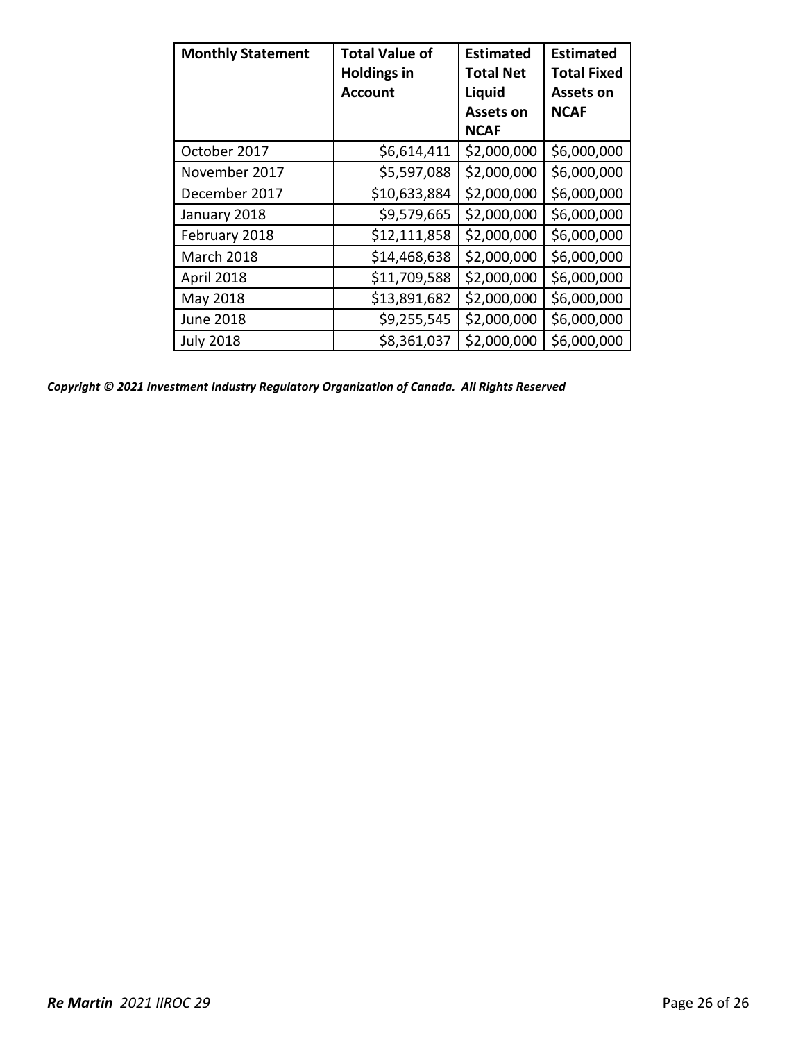| Monthly Statement | Total Value of Holdings in Account | Estimated Total Net Liquid Assets on NCAF | Estimated Total Fixed Assets on NCAF |
|---|---|---|---|
| October 2017 | $6,614,411 | $2,000,000 | $6,000,000 |
| November 2017 | $5,597,088 | $2,000,000 | $6,000,000 |
| December 2017 | $10,633,884 | $2,000,000 | $6,000,000 |
| January 2018 | $9,579,665 | $2,000,000 | $6,000,000 |
| February 2018 | $12,111,858 | $2,000,000 | $6,000,000 |
| March 2018 | $14,468,638 | $2,000,000 | $6,000,000 |
| April 2018 | $11,709,588 | $2,000,000 | $6,000,000 |
| May 2018 | $13,891,682 | $2,000,000 | $6,000,000 |
| June 2018 | $9,255,545 | $2,000,000 | $6,000,000 |
| July 2018 | $8,361,037 | $2,000,000 | $6,000,000 |

***Copyright © 2021 Investment Industry Regulatory Organization of Canada. All Rights Reserved***